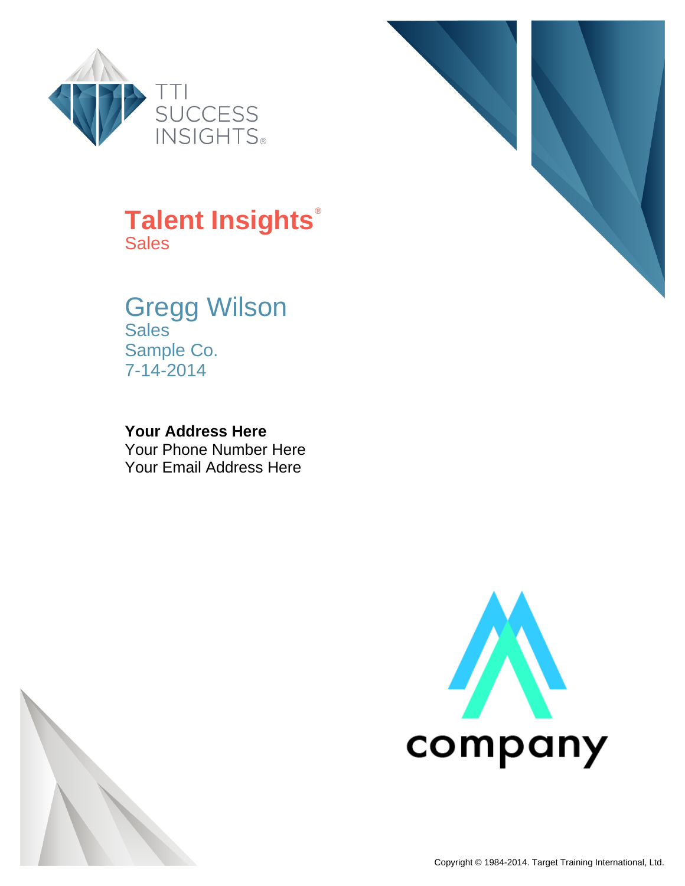TTI SUCCESS INSIGHTS®

# Talent Insights®

Sales

## Gregg Wilson

Sales
Sample Co.
7-14-2014

**Your Address Here**
Your Phone Number Here
Your Email Address Here

company

Copyright © 1984-2014. Target Training International, Ltd.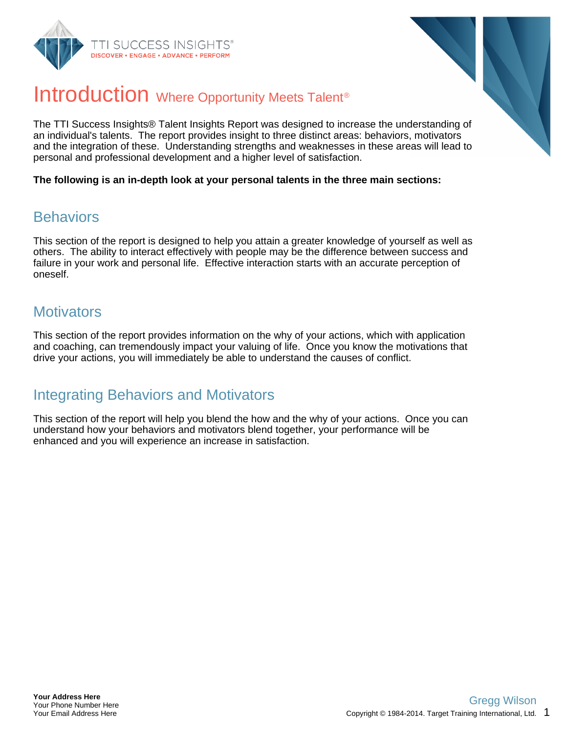# Introduction Where Opportunity Meets Talent®

The TTI Success Insights® Talent Insights Report was designed to increase the understanding of an individual's talents. The report provides insight to three distinct areas: behaviors, motivators and the integration of these. Understanding strengths and weaknesses in these areas will lead to personal and professional development and a higher level of satisfaction.

**The following is an in-depth look at your personal talents in the three main sections:**

## Behaviors

This section of the report is designed to help you attain a greater knowledge of yourself as well as others. The ability to interact effectively with people may be the difference between success and failure in your work and personal life. Effective interaction starts with an accurate perception of oneself.

## Motivators

This section of the report provides information on the why of your actions, which with application and coaching, can tremendously impact your valuing of life. Once you know the motivations that drive your actions, you will immediately be able to understand the causes of conflict.

## Integrating Behaviors and Motivators

This section of the report will help you blend the how and the why of your actions. Once you can understand how your behaviors and motivators blend together, your performance will be enhanced and you will experience an increase in satisfaction.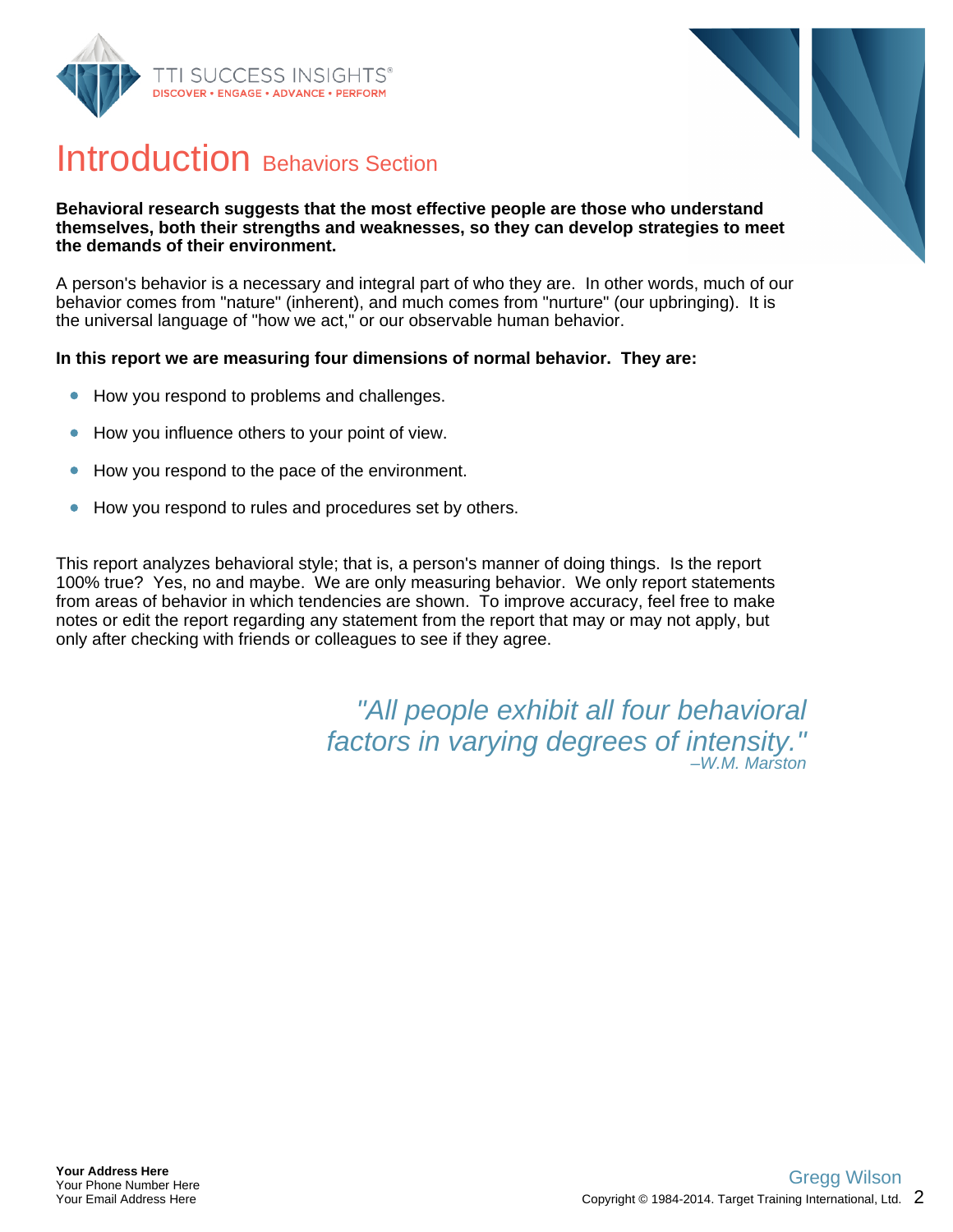# Introduction Behaviors Section

**Behavioral research suggests that the most effective people are those who understand themselves, both their strengths and weaknesses, so they can develop strategies to meet the demands of their environment.**

A person's behavior is a necessary and integral part of who they are. In other words, much of our behavior comes from "nature" (inherent), and much comes from "nurture" (our upbringing). It is the universal language of "how we act," or our observable human behavior.

**In this report we are measuring four dimensions of normal behavior. They are:**

- How you respond to problems and challenges.
- How you influence others to your point of view.
- How you respond to the pace of the environment.
- How you respond to rules and procedures set by others.

This report analyzes behavioral style; that is, a person's manner of doing things. Is the report 100% true? Yes, no and maybe. We are only measuring behavior. We only report statements from areas of behavior in which tendencies are shown. To improve accuracy, feel free to make notes or edit the report regarding any statement from the report that may or may not apply, but only after checking with friends or colleagues to see if they agree.

*"All people exhibit all four behavioral factors in varying degrees of intensity."*
*–W.M. Marston*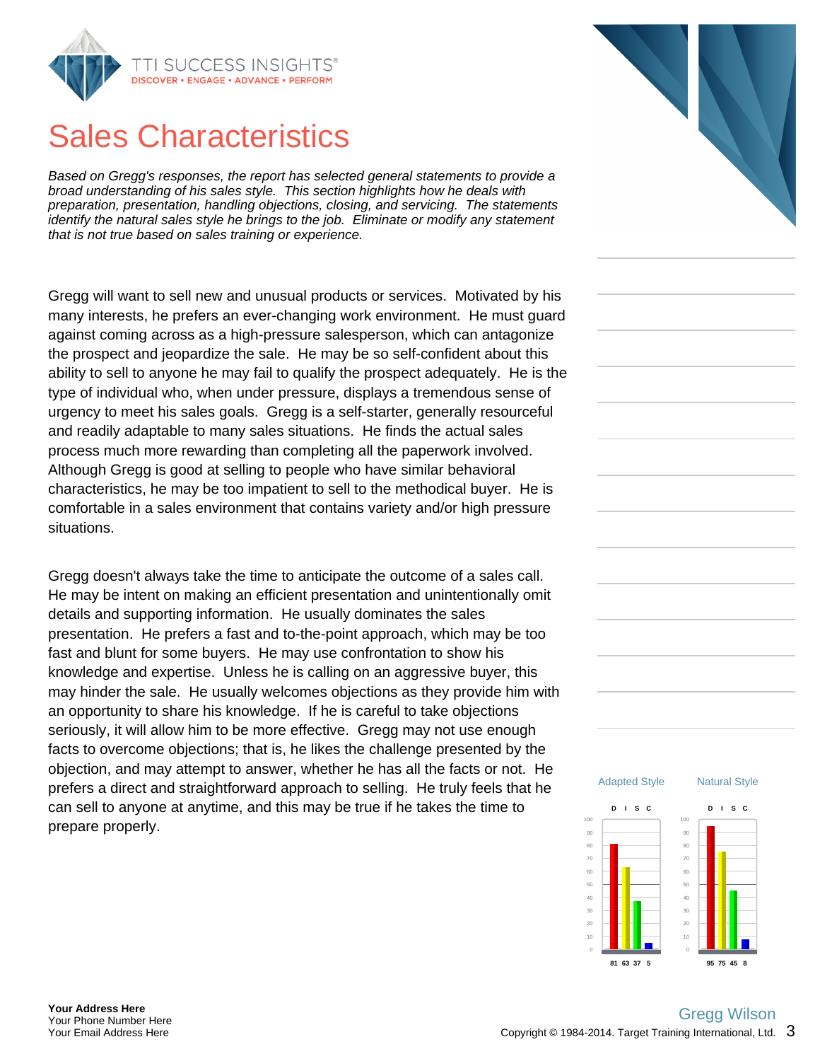# Sales Characteristics

*Based on Gregg's responses, the report has selected general statements to provide a broad understanding of his sales style. This section highlights how he deals with preparation, presentation, handling objections, closing, and servicing. The statements identify the natural sales style he brings to the job. Eliminate or modify any statement that is not true based on sales training or experience.*

Gregg will want to sell new and unusual products or services. Motivated by his many interests, he prefers an ever-changing work environment. He must guard against coming across as a high-pressure salesperson, which can antagonize the prospect and jeopardize the sale. He may be so self-confident about this ability to sell to anyone he may fail to qualify the prospect adequately. He is the type of individual who, when under pressure, displays a tremendous sense of urgency to meet his sales goals. Gregg is a self-starter, generally resourceful and readily adaptable to many sales situations. He finds the actual sales process much more rewarding than completing all the paperwork involved. Although Gregg is good at selling to people who have similar behavioral characteristics, he may be too impatient to sell to the methodical buyer. He is comfortable in a sales environment that contains variety and/or high pressure situations.

Gregg doesn't always take the time to anticipate the outcome of a sales call. He may be intent on making an efficient presentation and unintentionally omit details and supporting information. He usually dominates the sales presentation. He prefers a fast and to-the-point approach, which may be too fast and blunt for some buyers. He may use confrontation to show his knowledge and expertise. Unless he is calling on an aggressive buyer, this may hinder the sale. He usually welcomes objections as they provide him with an opportunity to share his knowledge. If he is careful to take objections seriously, it will allow him to be more effective. Gregg may not use enough facts to overcome objections; that is, he likes the challenge presented by the objection, and may attempt to answer, whether he has all the facts or not. He prefers a direct and straightforward approach to selling. He truly feels that he can sell to anyone at anytime, and this may be true if he takes the time to prepare properly.

| | D | I | S | C |
|---|---|---|---|---|
| Adapted Style | 81 | 63 | 37 | 5 |
| Natural Style | 95 | 75 | 45 | 8 |

Your Address Here
Your Phone Number Here
Your Email Address Here

Gregg Wilson
Copyright © 1984-2014. Target Training International, Ltd.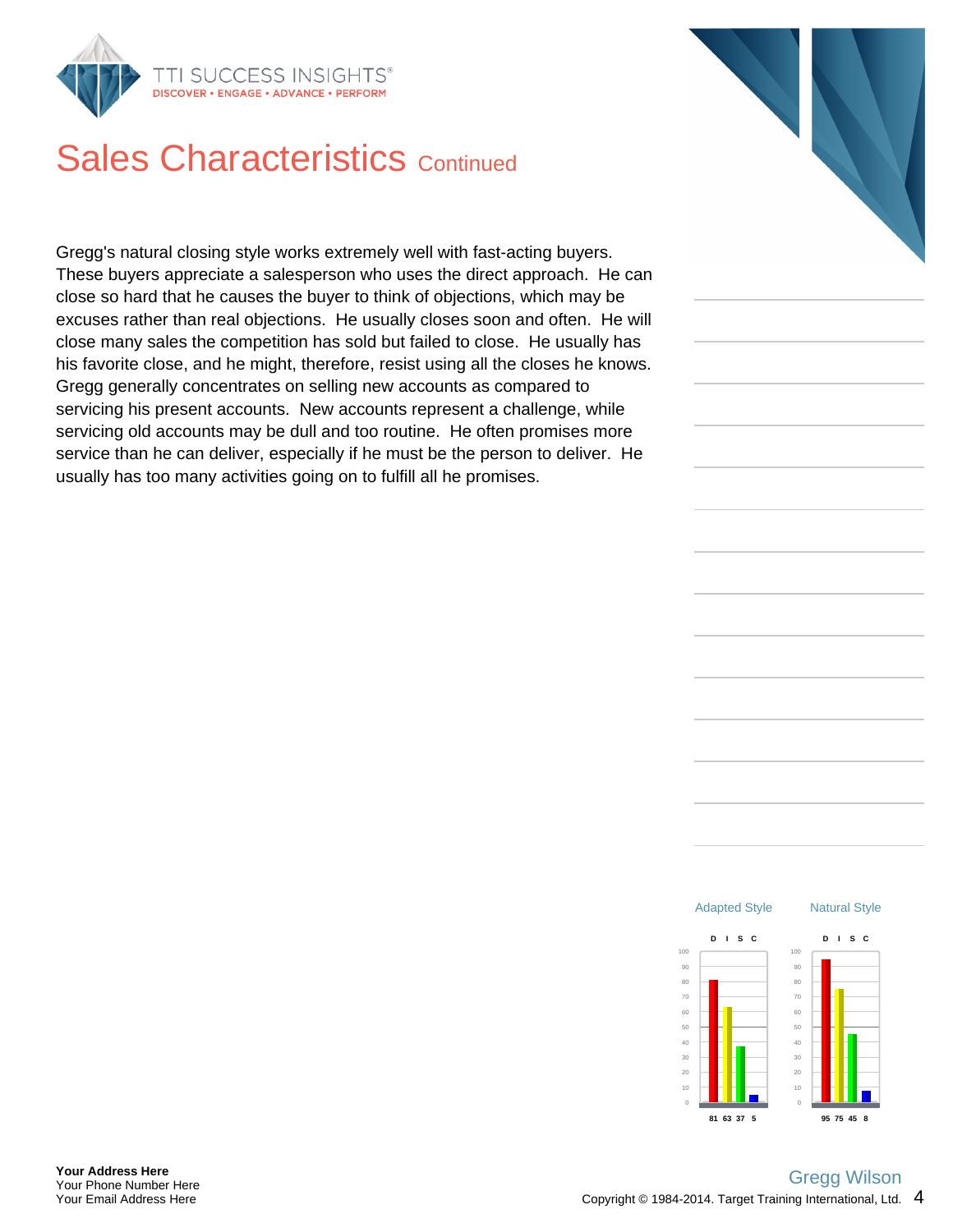# Sales Characteristics Continued

Gregg's natural closing style works extremely well with fast-acting buyers. These buyers appreciate a salesperson who uses the direct approach. He can close so hard that he causes the buyer to think of objections, which may be excuses rather than real objections. He usually closes soon and often. He will close many sales the competition has sold but failed to close. He usually has his favorite close, and he might, therefore, resist using all the closes he knows. Gregg generally concentrates on selling new accounts as compared to servicing his present accounts. New accounts represent a challenge, while servicing old accounts may be dull and too routine. He often promises more service than he can deliver, especially if he must be the person to deliver. He usually has too many activities going on to fulfill all he promises.

| | Adapted Style | Natural Style |
|---|---|---|
| D | 81 | 95 |
| I | 63 | 75 |
| S | 37 | 45 |
| C | 5 | 8 |

**Your Address Here**
Your Phone Number Here
Your Email Address Here

Gregg Wilson

Copyright © 1984-2014. Target Training International, Ltd.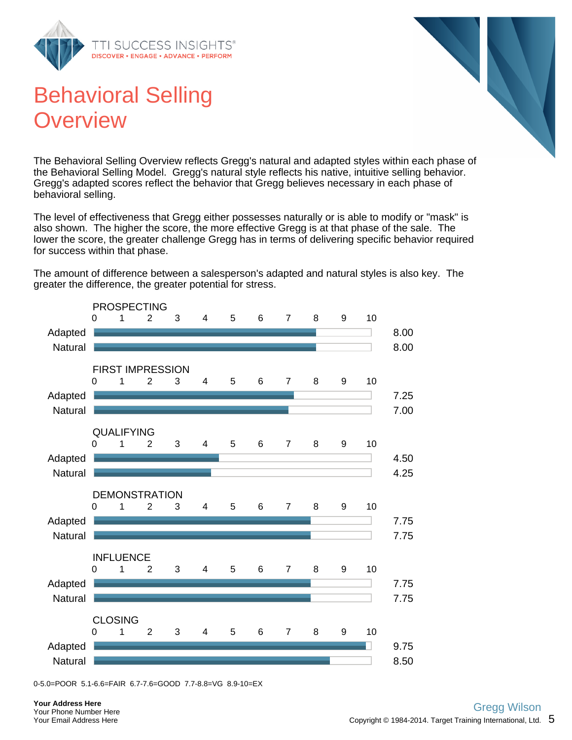# Behavioral Selling Overview

The Behavioral Selling Overview reflects Gregg's natural and adapted styles within each phase of the Behavioral Selling Model. Gregg's natural style reflects his native, intuitive selling behavior. Gregg's adapted scores reflect the behavior that Gregg believes necessary in each phase of behavioral selling.

The level of effectiveness that Gregg either possesses naturally or is able to modify or "mask" is also shown. The higher the score, the more effective Gregg is at that phase of the sale. The lower the score, the greater challenge Gregg has in terms of delivering specific behavior required for success within that phase.

The amount of difference between a salesperson's adapted and natural styles is also key. The greater the difference, the greater potential for stress.

| Phase | Adapted | Natural |
| --- | --- | --- |
| PROSPECTING | 8.00 | 8.00 |
| FIRST IMPRESSION | 7.25 | 7.00 |
| QUALIFYING | 4.50 | 4.25 |
| DEMONSTRATION | 7.75 | 7.75 |
| INFLUENCE | 7.75 | 7.75 |
| CLOSING | 9.75 | 8.50 |

0-5.0=POOR 5.1-6.6=FAIR 6.7-7.6=GOOD 7.7-8.8=VG 8.9-10=EX

**Your Address Here**
Your Phone Number Here
Your Email Address Here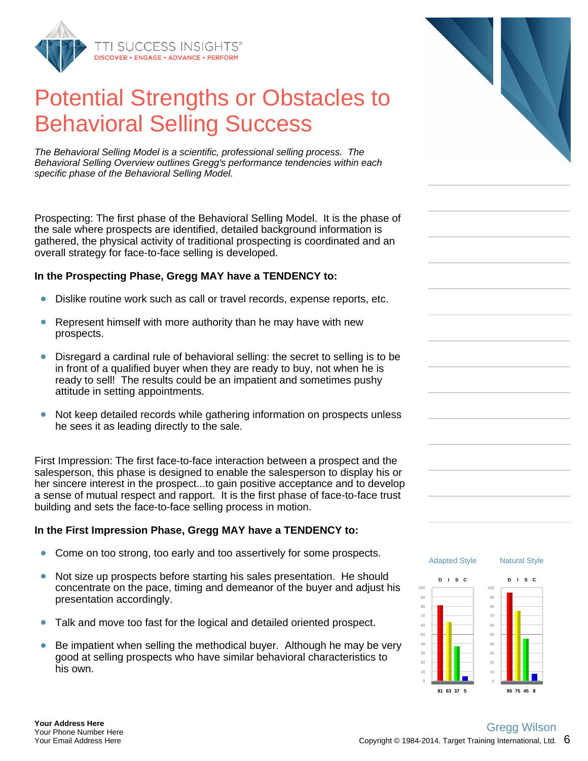# Potential Strengths or Obstacles to Behavioral Selling Success

*The Behavioral Selling Model is a scientific, professional selling process. The Behavioral Selling Overview outlines Gregg's performance tendencies within each specific phase of the Behavioral Selling Model.*

Prospecting: The first phase of the Behavioral Selling Model. It is the phase of the sale where prospects are identified, detailed background information is gathered, the physical activity of traditional prospecting is coordinated and an overall strategy for face-to-face selling is developed.

**In the Prospecting Phase, Gregg MAY have a TENDENCY to:**

- Dislike routine work such as call or travel records, expense reports, etc.
- Represent himself with more authority than he may have with new prospects.
- Disregard a cardinal rule of behavioral selling: the secret to selling is to be in front of a qualified buyer when they are ready to buy, not when he is ready to sell! The results could be an impatient and sometimes pushy attitude in setting appointments.
- Not keep detailed records while gathering information on prospects unless he sees it as leading directly to the sale.

First Impression: The first face-to-face interaction between a prospect and the salesperson, this phase is designed to enable the salesperson to display his or her sincere interest in the prospect...to gain positive acceptance and to develop a sense of mutual respect and rapport. It is the first phase of face-to-face trust building and sets the face-to-face selling process in motion.

**In the First Impression Phase, Gregg MAY have a TENDENCY to:**

- Come on too strong, too early and too assertively for some prospects.
- Not size up prospects before starting his sales presentation. He should concentrate on the pace, timing and demeanor of the buyer and adjust his presentation accordingly.
- Talk and move too fast for the logical and detailed oriented prospect.
- Be impatient when selling the methodical buyer. Although he may be very good at selling prospects who have similar behavioral characteristics to his own.

| | D | I | S | C |
|---|---|---|---|---|
| Adapted Style | 81 | 63 | 37 | 5 |
| Natural Style | 95 | 75 | 45 | 8 |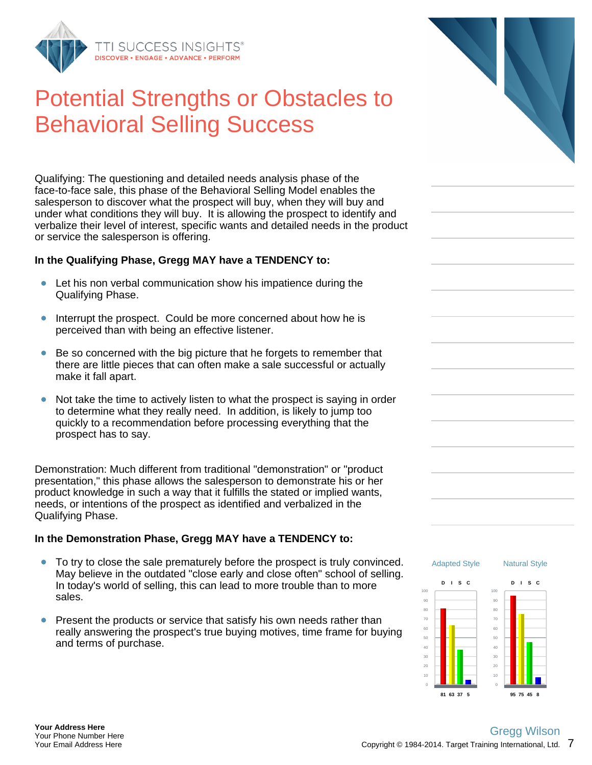# Potential Strengths or Obstacles to Behavioral Selling Success

Qualifying: The questioning and detailed needs analysis phase of the face-to-face sale, this phase of the Behavioral Selling Model enables the salesperson to discover what the prospect will buy, when they will buy and under what conditions they will buy. It is allowing the prospect to identify and verbalize their level of interest, specific wants and detailed needs in the product or service the salesperson is offering.

**In the Qualifying Phase, Gregg MAY have a TENDENCY to:**

- Let his non verbal communication show his impatience during the Qualifying Phase.
- Interrupt the prospect. Could be more concerned about how he is perceived than with being an effective listener.
- Be so concerned with the big picture that he forgets to remember that there are little pieces that can often make a sale successful or actually make it fall apart.
- Not take the time to actively listen to what the prospect is saying in order to determine what they really need. In addition, is likely to jump too quickly to a recommendation before processing everything that the prospect has to say.

Demonstration: Much different from traditional "demonstration" or "product presentation," this phase allows the salesperson to demonstrate his or her product knowledge in such a way that it fulfills the stated or implied wants, needs, or intentions of the prospect as identified and verbalized in the Qualifying Phase.

**In the Demonstration Phase, Gregg MAY have a TENDENCY to:**

- To try to close the sale prematurely before the prospect is truly convinced. May believe in the outdated "close early and close often" school of selling. In today's world of selling, this can lead to more trouble than to more sales.
- Present the products or service that satisfy his own needs rather than really answering the prospect's true buying motives, time frame for buying and terms of purchase.

| | D | I | S | C |
|---|---|---|---|---|
| Adapted Style | 81 | 63 | 37 | 5 |
| Natural Style | 95 | 75 | 45 | 8 |

Your Address Here
Your Phone Number Here
Your Email Address Here

Gregg Wilson
Copyright © 1984-2014. Target Training International, Ltd.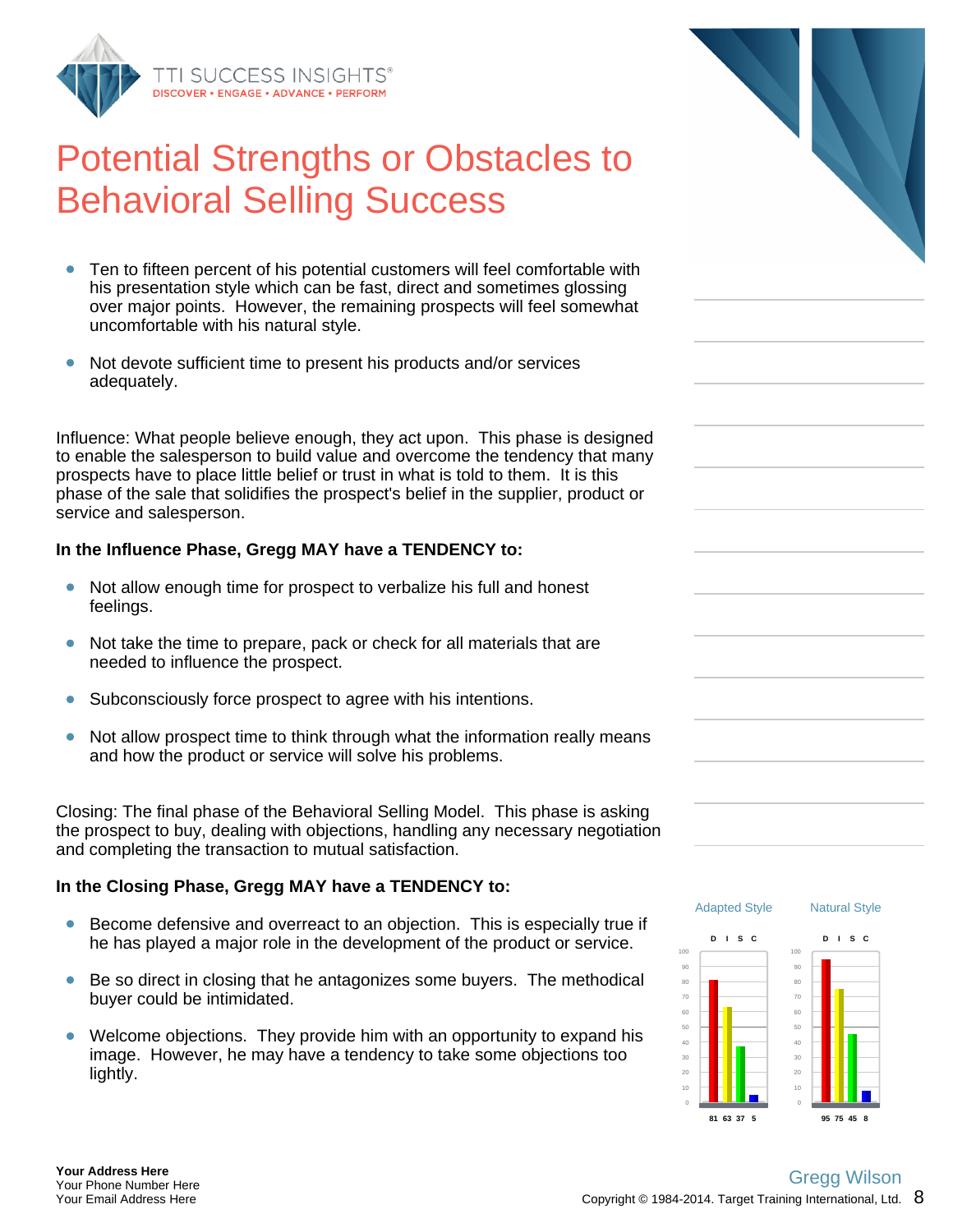# Potential Strengths or Obstacles to Behavioral Selling Success

- Ten to fifteen percent of his potential customers will feel comfortable with his presentation style which can be fast, direct and sometimes glossing over major points. However, the remaining prospects will feel somewhat uncomfortable with his natural style.
- Not devote sufficient time to present his products and/or services adequately.

Influence: What people believe enough, they act upon. This phase is designed to enable the salesperson to build value and overcome the tendency that many prospects have to place little belief or trust in what is told to them. It is this phase of the sale that solidifies the prospect's belief in the supplier, product or service and salesperson.

**In the Influence Phase, Gregg MAY have a TENDENCY to:**

- Not allow enough time for prospect to verbalize his full and honest feelings.
- Not take the time to prepare, pack or check for all materials that are needed to influence the prospect.
- Subconsciously force prospect to agree with his intentions.
- Not allow prospect time to think through what the information really means and how the product or service will solve his problems.

Closing: The final phase of the Behavioral Selling Model. This phase is asking the prospect to buy, dealing with objections, handling any necessary negotiation and completing the transaction to mutual satisfaction.

**In the Closing Phase, Gregg MAY have a TENDENCY to:**

- Become defensive and overreact to an objection. This is especially true if he has played a major role in the development of the product or service.
- Be so direct in closing that he antagonizes some buyers. The methodical buyer could be intimidated.
- Welcome objections. They provide him with an opportunity to expand his image. However, he may have a tendency to take some objections too lightly.

| | D | I | S | C |
|---|---|---|---|---|
| Adapted Style | 81 | 63 | 37 | 5 |
| Natural Style | 95 | 75 | 45 | 8 |

Gregg Wilson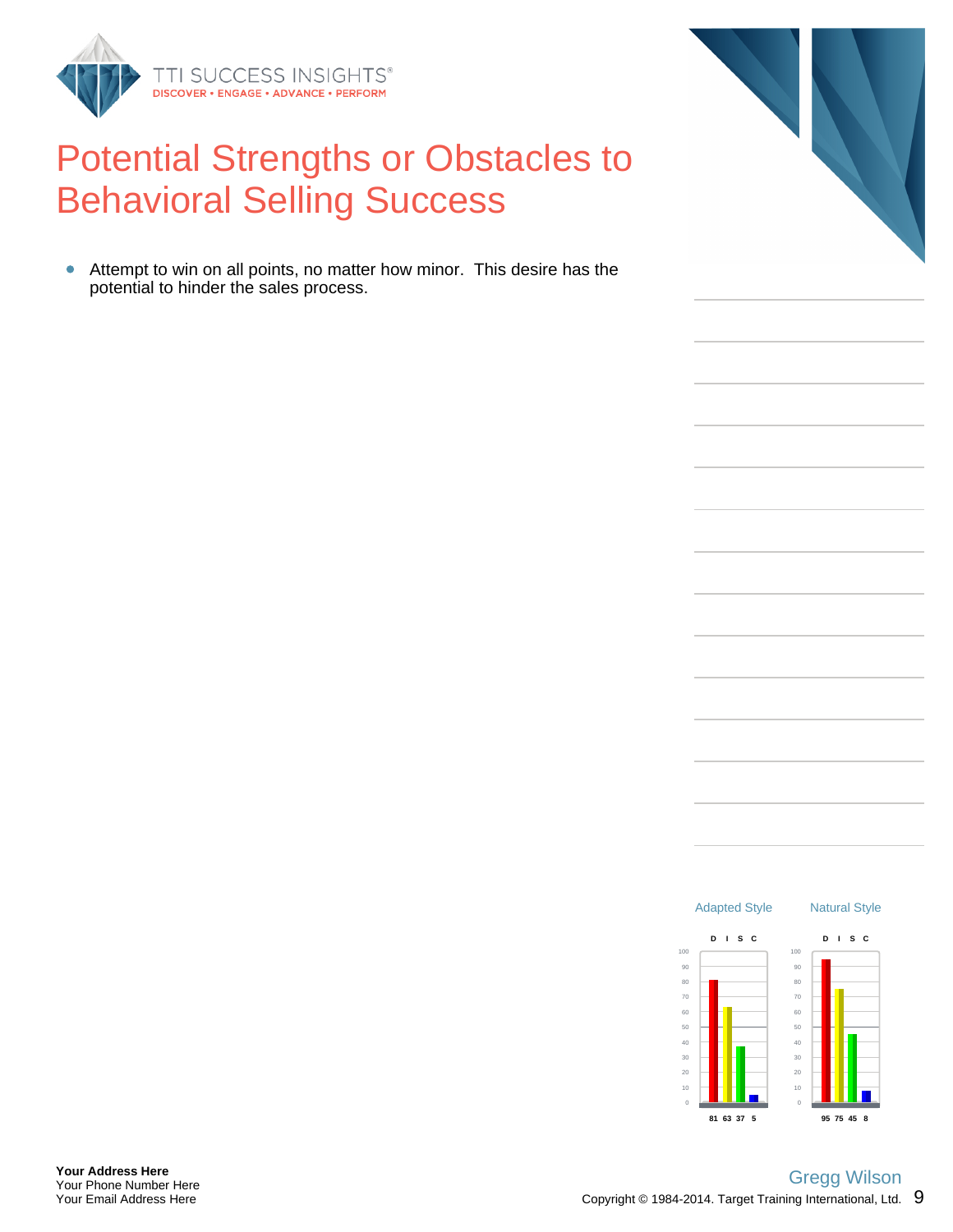# Potential Strengths or Obstacles to Behavioral Selling Success

- Attempt to win on all points, no matter how minor. This desire has the potential to hinder the sales process.

Adapted Style

| D | I | S | C |
|---|---|---|---|
| 81 | 63 | 37 | 5 |

Natural Style

| D | I | S | C |
|---|---|---|---|
| 95 | 75 | 45 | 8 |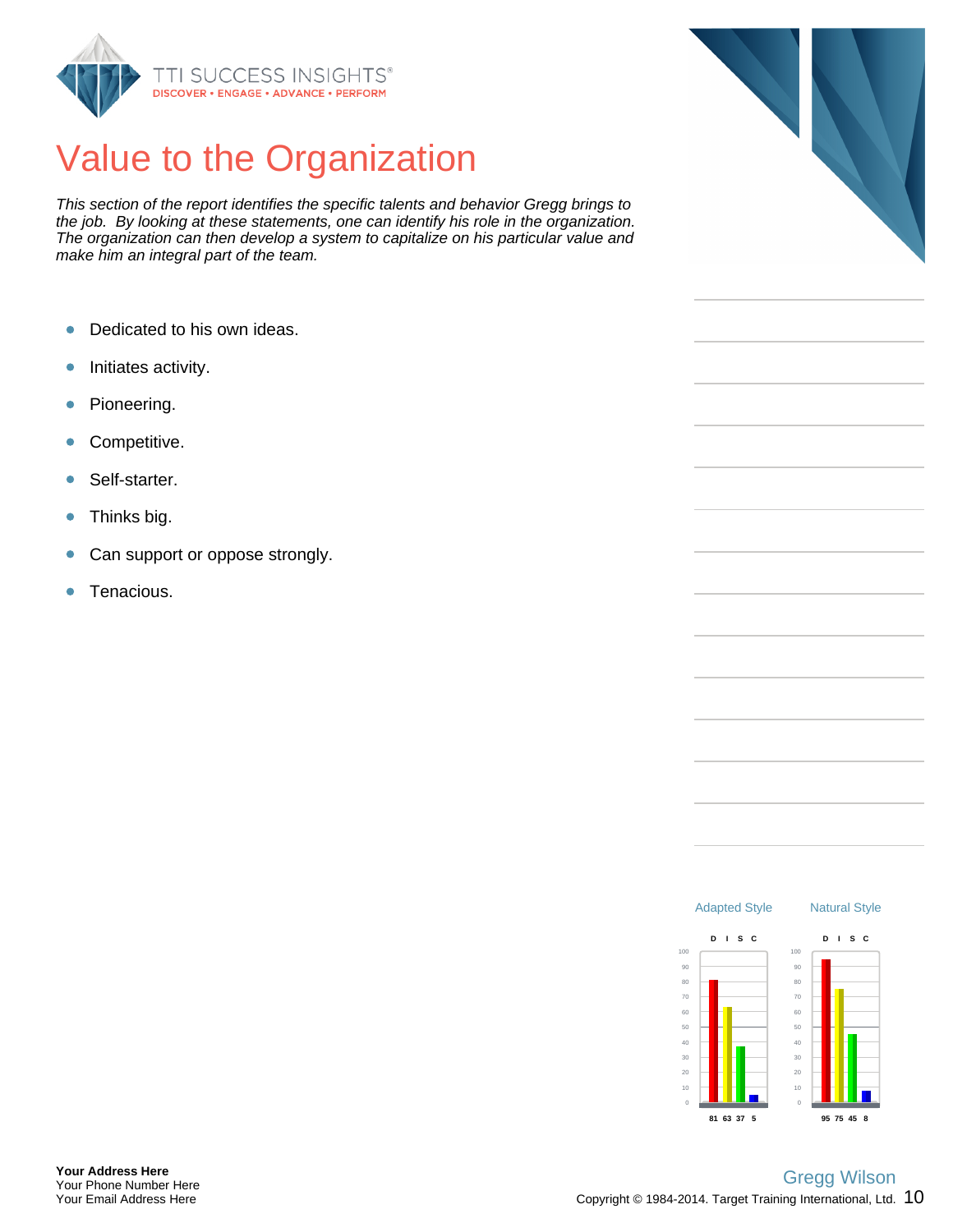# Value to the Organization

*This section of the report identifies the specific talents and behavior Gregg brings to the job. By looking at these statements, one can identify his role in the organization. The organization can then develop a system to capitalize on his particular value and make him an integral part of the team.*

- Dedicated to his own ideas.
- Initiates activity.
- Pioneering.
- Competitive.
- Self-starter.
- Thinks big.
- Can support or oppose strongly.
- Tenacious.

| | D | I | S | C |
|---|---|---|---|---|
| Adapted Style | 81 | 63 | 37 | 5 |
| Natural Style | 95 | 75 | 45 | 8 |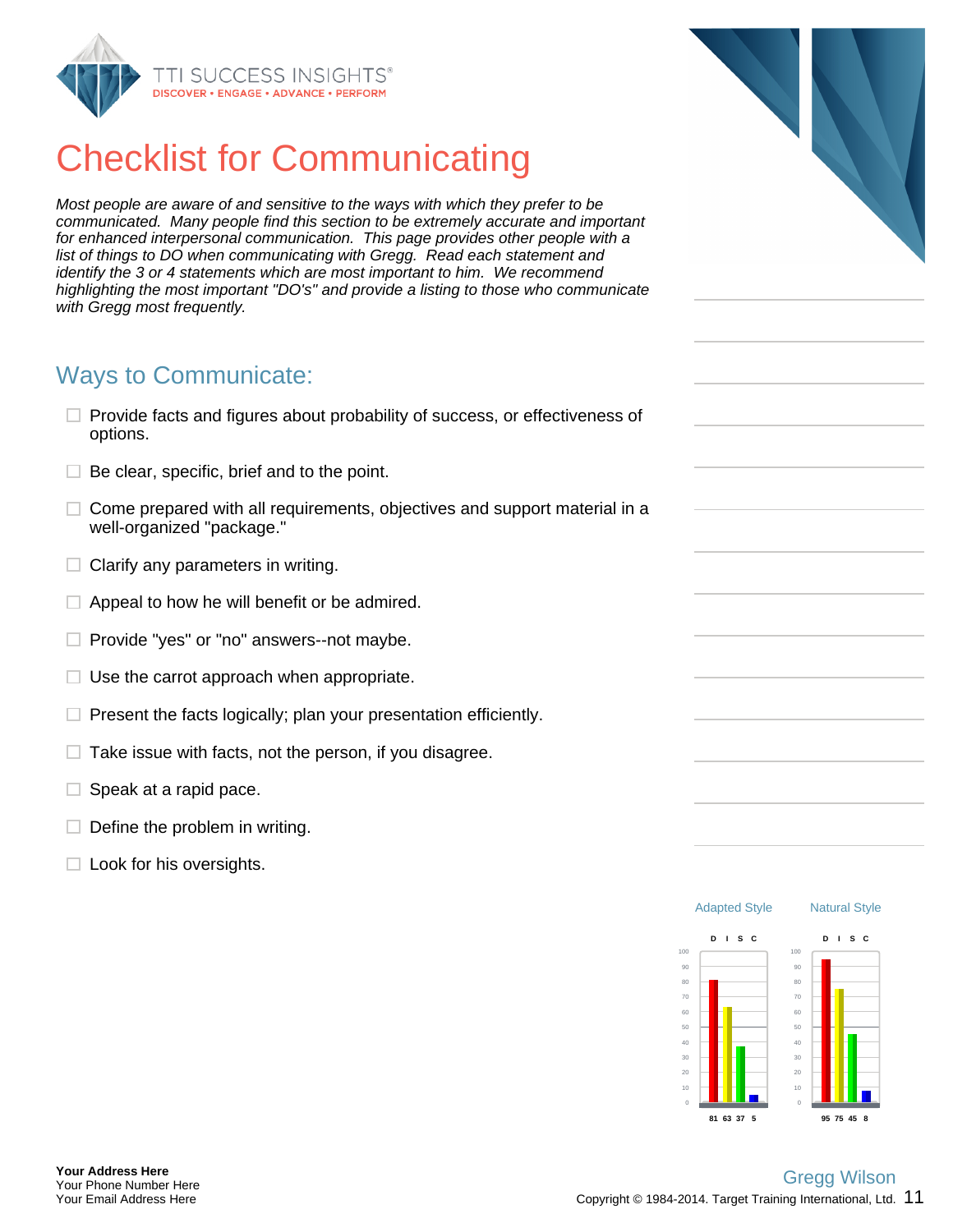# Checklist for Communicating

*Most people are aware of and sensitive to the ways with which they prefer to be communicated. Many people find this section to be extremely accurate and important for enhanced interpersonal communication. This page provides other people with a list of things to DO when communicating with Gregg. Read each statement and identify the 3 or 4 statements which are most important to him. We recommend highlighting the most important "DO's" and provide a listing to those who communicate with Gregg most frequently.*

## Ways to Communicate:

- ☐ Provide facts and figures about probability of success, or effectiveness of options.
- ☐ Be clear, specific, brief and to the point.
- ☐ Come prepared with all requirements, objectives and support material in a well-organized "package."
- ☐ Clarify any parameters in writing.
- ☐ Appeal to how he will benefit or be admired.
- ☐ Provide "yes" or "no" answers--not maybe.
- ☐ Use the carrot approach when appropriate.
- ☐ Present the facts logically; plan your presentation efficiently.
- ☐ Take issue with facts, not the person, if you disagree.
- ☐ Speak at a rapid pace.
- ☐ Define the problem in writing.
- ☐ Look for his oversights.

| | D | I | S | C |
|---|---|---|---|---|
| Adapted Style | 81 | 63 | 37 | 5 |
| Natural Style | 95 | 75 | 45 | 8 |

**Your Address Here**
Your Phone Number Here
Your Email Address Here

Gregg Wilson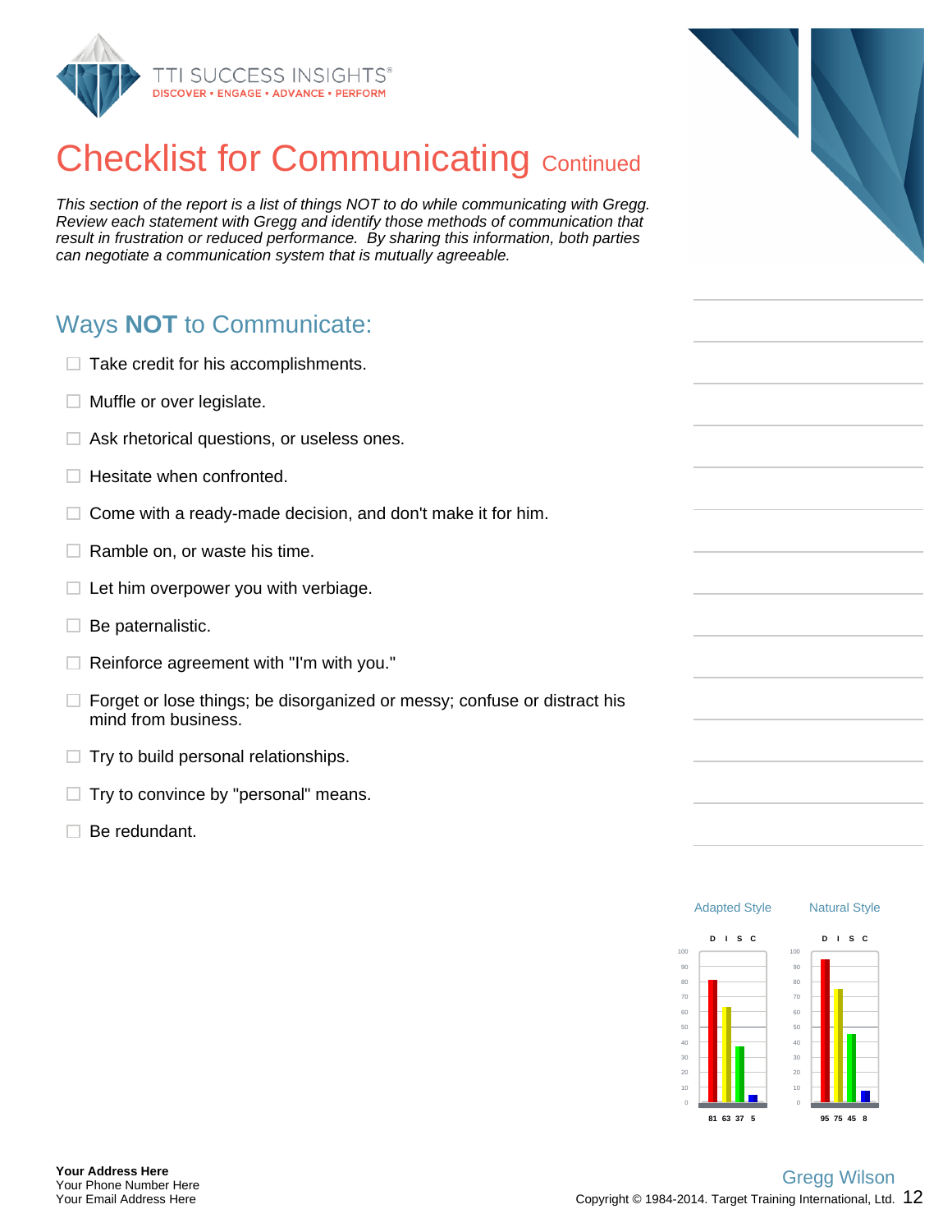# Checklist for Communicating Continued

*This section of the report is a list of things NOT to do while communicating with Gregg. Review each statement with Gregg and identify those methods of communication that result in frustration or reduced performance. By sharing this information, both parties can negotiate a communication system that is mutually agreeable.*

## Ways **NOT** to Communicate:

- ☐ Take credit for his accomplishments.
- ☐ Muffle or over legislate.
- ☐ Ask rhetorical questions, or useless ones.
- ☐ Hesitate when confronted.
- ☐ Come with a ready-made decision, and don't make it for him.
- ☐ Ramble on, or waste his time.
- ☐ Let him overpower you with verbiage.
- ☐ Be paternalistic.
- ☐ Reinforce agreement with "I'm with you."
- ☐ Forget or lose things; be disorganized or messy; confuse or distract his mind from business.
- ☐ Try to build personal relationships.
- ☐ Try to convince by "personal" means.
- ☐ Be redundant.

| | D | I | S | C |
|---|---|---|---|---|
| Adapted Style | 81 | 63 | 37 | 5 |
| Natural Style | 95 | 75 | 45 | 8 |

**Your Address Here**
Your Phone Number Here
Your Email Address Here

Gregg Wilson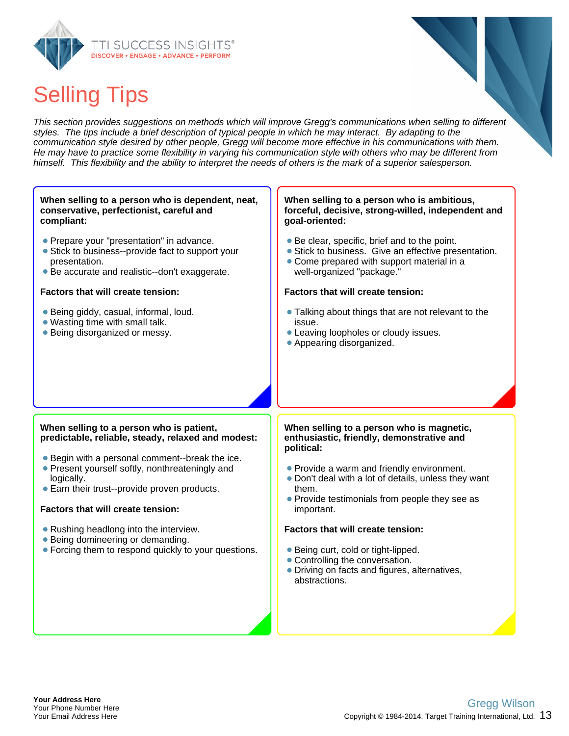# Selling Tips

*This section provides suggestions on methods which will improve Gregg's communications when selling to different styles. The tips include a brief description of typical people in which he may interact. By adapting to the communication style desired by other people, Gregg will become more effective in his communications with them. He may have to practice some flexibility in varying his communication style with others who may be different from himself. This flexibility and the ability to interpret the needs of others is the mark of a superior salesperson.*

**When selling to a person who is dependent, neat, conservative, perfectionist, careful and compliant:**

- Prepare your "presentation" in advance.
- Stick to business--provide fact to support your presentation.
- Be accurate and realistic--don't exaggerate.

**Factors that will create tension:**

- Being giddy, casual, informal, loud.
- Wasting time with small talk.
- Being disorganized or messy.

**When selling to a person who is ambitious, forceful, decisive, strong-willed, independent and goal-oriented:**

- Be clear, specific, brief and to the point.
- Stick to business. Give an effective presentation.
- Come prepared with support material in a well-organized "package."

**Factors that will create tension:**

- Talking about things that are not relevant to the issue.
- Leaving loopholes or cloudy issues.
- Appearing disorganized.

**When selling to a person who is patient, predictable, reliable, steady, relaxed and modest:**

- Begin with a personal comment--break the ice.
- Present yourself softly, nonthreateningly and logically.
- Earn their trust--provide proven products.

**Factors that will create tension:**

- Rushing headlong into the interview.
- Being domineering or demanding.
- Forcing them to respond quickly to your questions.

**When selling to a person who is magnetic, enthusiastic, friendly, demonstrative and political:**

- Provide a warm and friendly environment.
- Don't deal with a lot of details, unless they want them.
- Provide testimonials from people they see as important.

**Factors that will create tension:**

- Being curt, cold or tight-lipped.
- Controlling the conversation.
- Driving on facts and figures, alternatives, abstractions.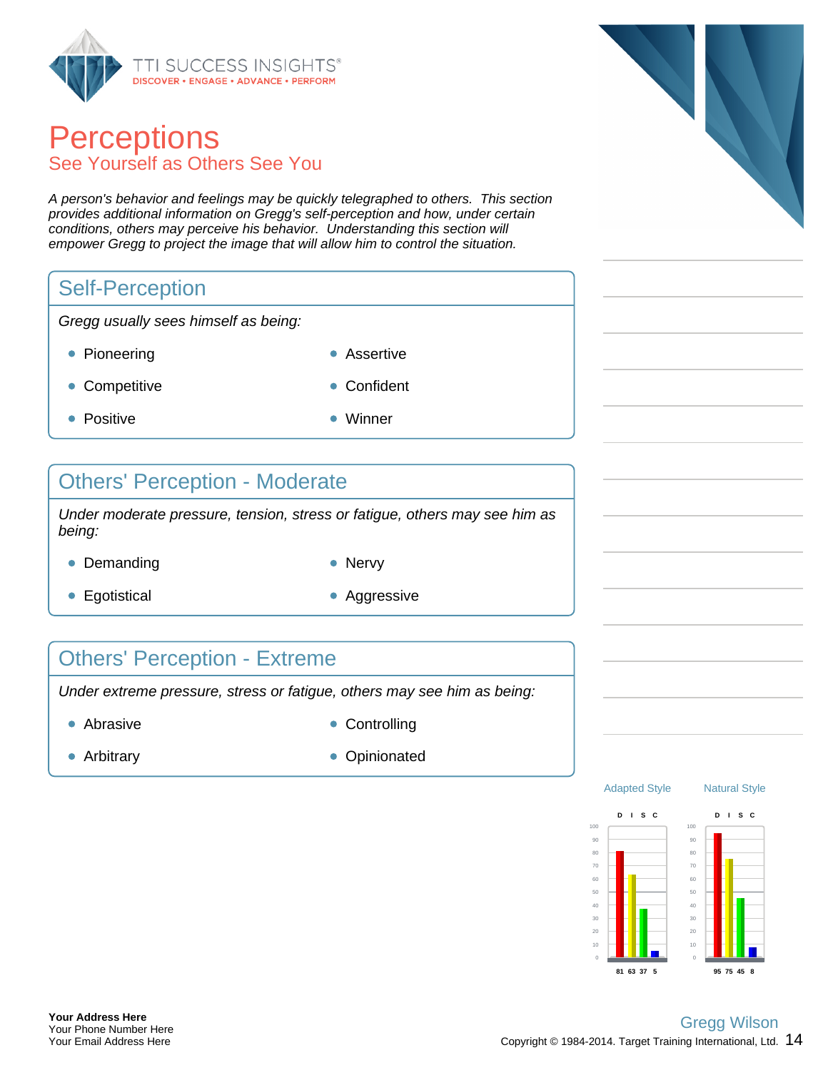# Perceptions

## See Yourself as Others See You

*A person's behavior and feelings may be quickly telegraphed to others. This section provides additional information on Gregg's self-perception and how, under certain conditions, others may perceive his behavior. Understanding this section will empower Gregg to project the image that will allow him to control the situation.*

### Self-Perception

*Gregg usually sees himself as being:*

- Pioneering
- Assertive
- Competitive
- Confident
- Positive
- Winner

### Others' Perception - Moderate

*Under moderate pressure, tension, stress or fatigue, others may see him as being:*

- Demanding
- Nervy
- Egotistical
- Aggressive

### Others' Perception - Extreme

*Under extreme pressure, stress or fatigue, others may see him as being:*

- Abrasive
- Controlling
- Arbitrary
- Opinionated

| | D | I | S | C |
|---|---|---|---|---|
| Adapted Style | 81 | 63 | 37 | 5 |
| Natural Style | 95 | 75 | 45 | 8 |

**Your Address Here**
Your Phone Number Here
Your Email Address Here

Gregg Wilson
Copyright © 1984-2014. Target Training International, Ltd.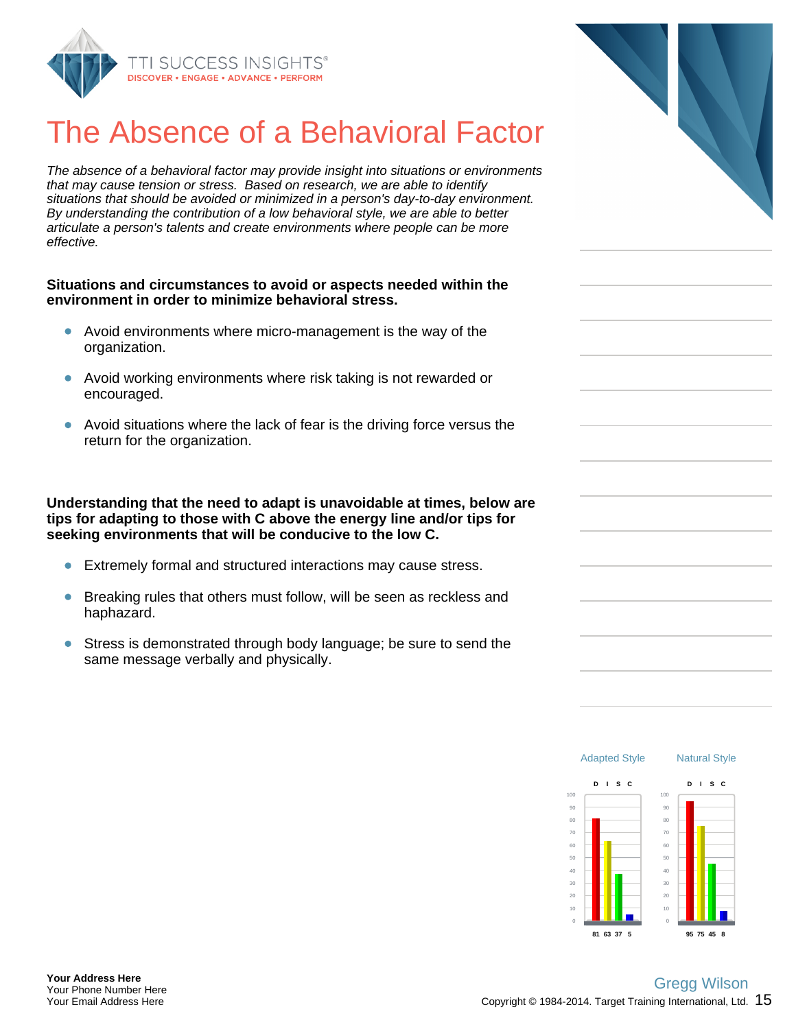# The Absence of a Behavioral Factor

*The absence of a behavioral factor may provide insight into situations or environments that may cause tension or stress. Based on research, we are able to identify situations that should be avoided or minimized in a person's day-to-day environment. By understanding the contribution of a low behavioral style, we are able to better articulate a person's talents and create environments where people can be more effective.*

**Situations and circumstances to avoid or aspects needed within the environment in order to minimize behavioral stress.**

- Avoid environments where micro-management is the way of the organization.
- Avoid working environments where risk taking is not rewarded or encouraged.
- Avoid situations where the lack of fear is the driving force versus the return for the organization.

**Understanding that the need to adapt is unavoidable at times, below are tips for adapting to those with C above the energy line and/or tips for seeking environments that will be conducive to the low C.**

- Extremely formal and structured interactions may cause stress.
- Breaking rules that others must follow, will be seen as reckless and haphazard.
- Stress is demonstrated through body language; be sure to send the same message verbally and physically.

| | D | I | S | C |
|---|---|---|---|---|
| Adapted Style | 81 | 63 | 37 | 5 |
| Natural Style | 95 | 75 | 45 | 8 |

**Your Address Here**
Your Phone Number Here
Your Email Address Here

Gregg Wilson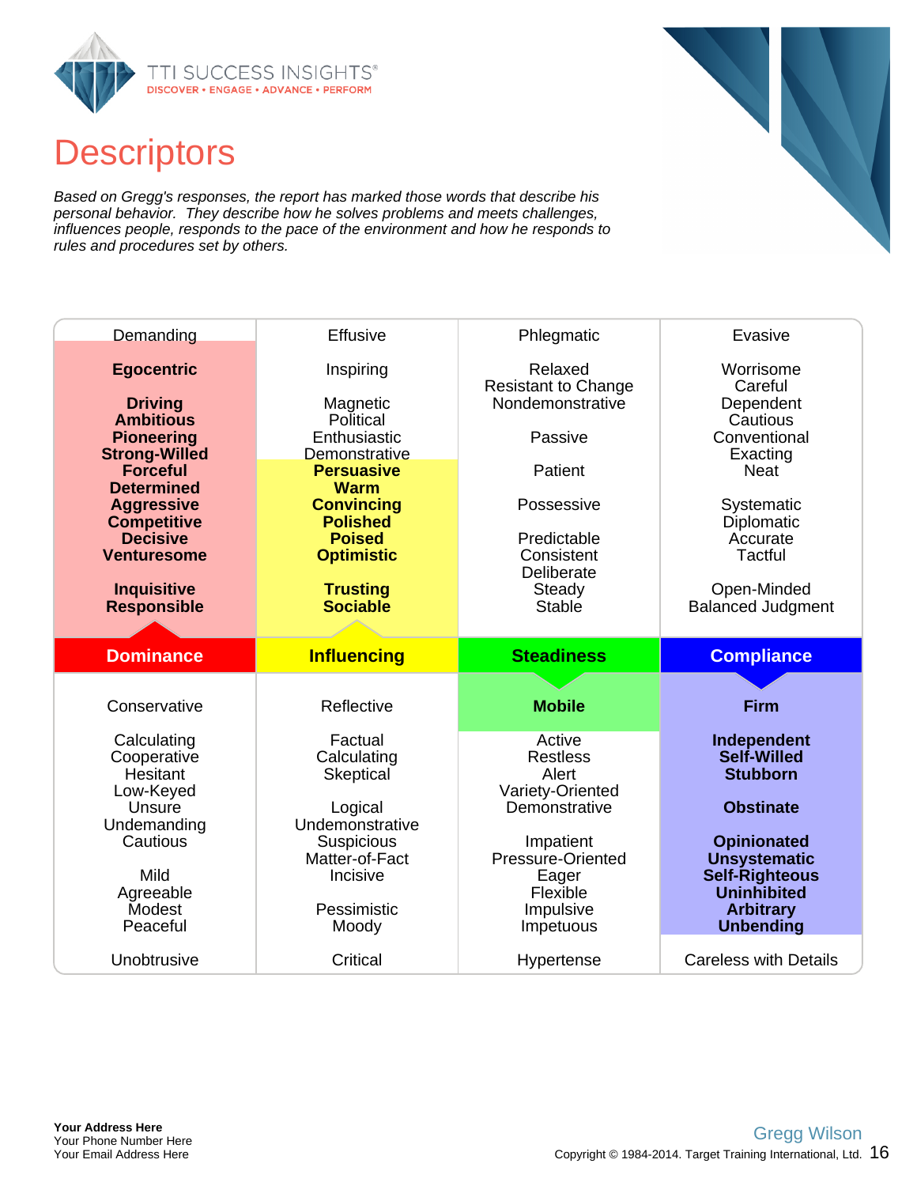# Descriptors

*Based on Gregg's responses, the report has marked those words that describe his personal behavior. They describe how he solves problems and meets challenges, influences people, responds to the pace of the environment and how he responds to rules and procedures set by others.*

| Dominance | Influencing | Steadiness | Compliance |
|---|---|---|---|
| Demanding | Effusive | Phlegmatic | Evasive |
| **Egocentric** | Inspiring | Relaxed | Worrisome |
| **Driving** | Magnetic | Resistant to Change | Careful |
| **Ambitious** | Political | Nondemonstrative | Dependent |
| **Pioneering** | Enthusiastic | Passive | Cautious |
| **Strong-Willed** | Demonstrative | Patient | Conventional |
| **Forceful** | **Persuasive** | Possessive | Exacting |
| **Determined** | **Warm** | Predictable | Neat |
| **Aggressive** | **Convincing** | Consistent | Systematic |
| **Competitive** | **Polished** | Deliberate | Diplomatic |
| **Decisive** | **Poised** | Steady | Accurate |
| **Venturesome** | **Optimistic** | Stable | Tactful |
| **Inquisitive** | **Trusting** | | Open-Minded |
| **Responsible** | **Sociable** | | Balanced Judgment |
| Conservative | Reflective | **Mobile** | **Firm** |
| Calculating | Factual | Active | **Independent** |
| Cooperative | Calculating | Restless | **Self-Willed** |
| Hesitant | Skeptical | Alert | **Stubborn** |
| Low-Keyed | Logical | Variety-Oriented | **Obstinate** |
| Unsure | Undemonstrative | Demonstrative | **Opinionated** |
| Undemanding | Suspicious | Impatient | **Unsystematic** |
| Cautious | Matter-of-Fact | Pressure-Oriented | **Self-Righteous** |
| Mild | Incisive | Eager | **Uninhibited** |
| Agreeable | Pessimistic | Flexible | **Arbitrary** |
| Modest | Moody | Impulsive | **Unbending** |
| Peaceful | | Impetuous | |
| Unobtrusive | Critical | Hypertense | Careless with Details |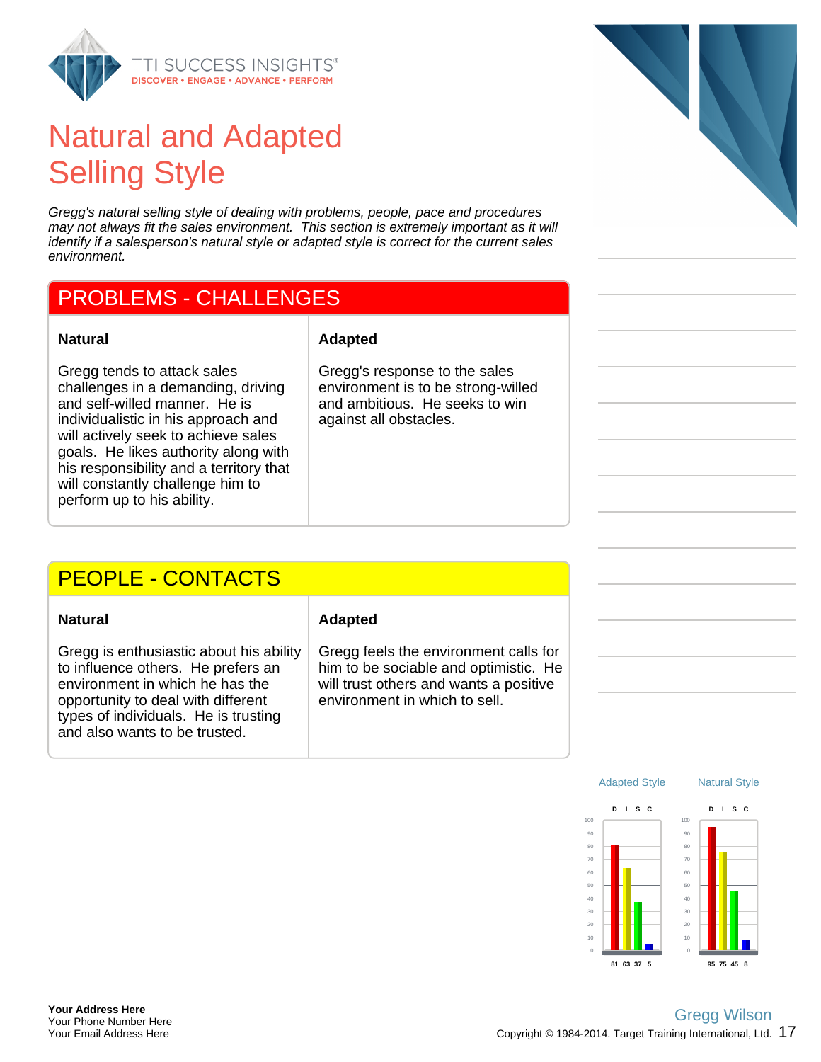# Natural and Adapted Selling Style

*Gregg's natural selling style of dealing with problems, people, pace and procedures may not always fit the sales environment. This section is extremely important as it will identify if a salesperson's natural style or adapted style is correct for the current sales environment.*

## PROBLEMS - CHALLENGES

| Natural | Adapted |
|---|---|
| Gregg tends to attack sales challenges in a demanding, driving and self-willed manner. He is individualistic in his approach and will actively seek to achieve sales goals. He likes authority along with his responsibility and a territory that will constantly challenge him to perform up to his ability. | Gregg's response to the sales environment is to be strong-willed and ambitious. He seeks to win against all obstacles. |

## PEOPLE - CONTACTS

| Natural | Adapted |
|---|---|
| Gregg is enthusiastic about his ability to influence others. He prefers an environment in which he has the opportunity to deal with different types of individuals. He is trusting and also wants to be trusted. | Gregg feels the environment calls for him to be sociable and optimistic. He will trust others and wants a positive environment in which to sell. |

| | D | I | S | C |
|---|---|---|---|---|
| Adapted Style | 81 | 63 | 37 | 5 |
| Natural Style | 95 | 75 | 45 | 8 |

**Your Address Here**
Your Phone Number Here
Your Email Address Here

Gregg Wilson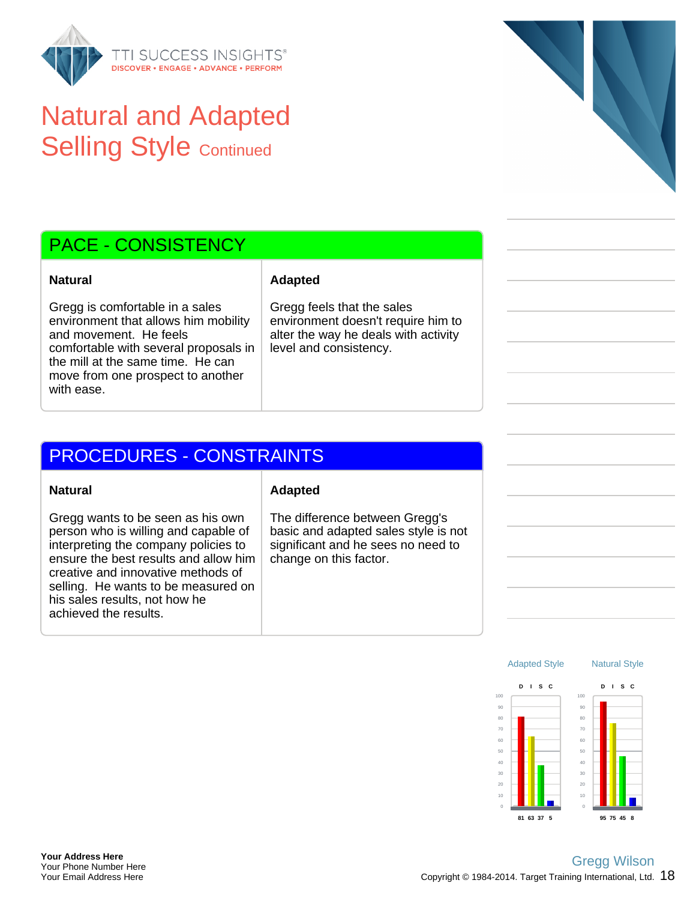# Natural and Adapted Selling Style Continued

## PACE - CONSISTENCY

| Natural | Adapted |
|---|---|
| Gregg is comfortable in a sales environment that allows him mobility and movement. He feels comfortable with several proposals in the mill at the same time. He can move from one prospect to another with ease. | Gregg feels that the sales environment doesn't require him to alter the way he deals with activity level and consistency. |

## PROCEDURES - CONSTRAINTS

| Natural | Adapted |
|---|---|
| Gregg wants to be seen as his own person who is willing and capable of interpreting the company policies to ensure the best results and allow him creative and innovative methods of selling. He wants to be measured on his sales results, not how he achieved the results. | The difference between Gregg's basic and adapted sales style is not significant and he sees no need to change on this factor. |

| | D | I | S | C |
|---|---|---|---|---|
| Adapted Style | 81 | 63 | 37 | 5 |
| Natural Style | 95 | 75 | 45 | 8 |

Your Address Here
Your Phone Number Here
Your Email Address Here

Gregg Wilson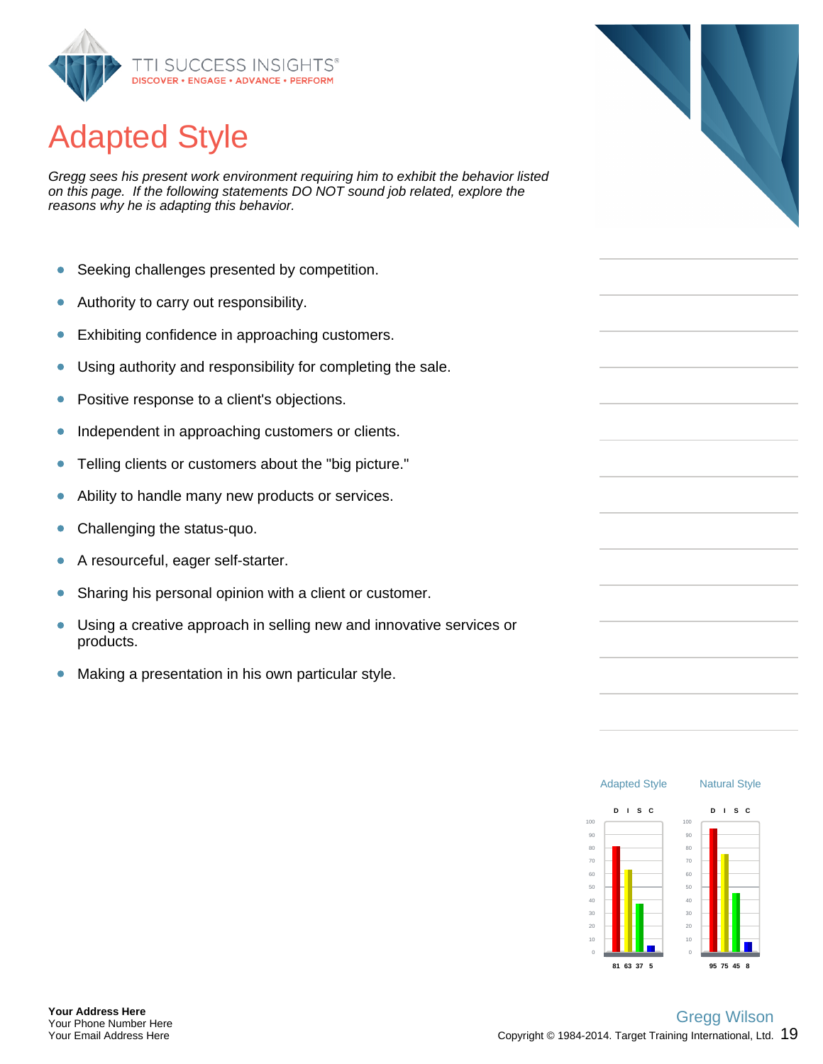# Adapted Style

*Gregg sees his present work environment requiring him to exhibit the behavior listed on this page. If the following statements DO NOT sound job related, explore the reasons why he is adapting this behavior.*

- Seeking challenges presented by competition.
- Authority to carry out responsibility.
- Exhibiting confidence in approaching customers.
- Using authority and responsibility for completing the sale.
- Positive response to a client's objections.
- Independent in approaching customers or clients.
- Telling clients or customers about the "big picture."
- Ability to handle many new products or services.
- Challenging the status-quo.
- A resourceful, eager self-starter.
- Sharing his personal opinion with a client or customer.
- Using a creative approach in selling new and innovative services or products.
- Making a presentation in his own particular style.

| | D | I | S | C |
|---|---|---|---|---|
| Adapted Style | 81 | 63 | 37 | 5 |
| Natural Style | 95 | 75 | 45 | 8 |

**Your Address Here**
Your Phone Number Here
Your Email Address Here

Gregg Wilson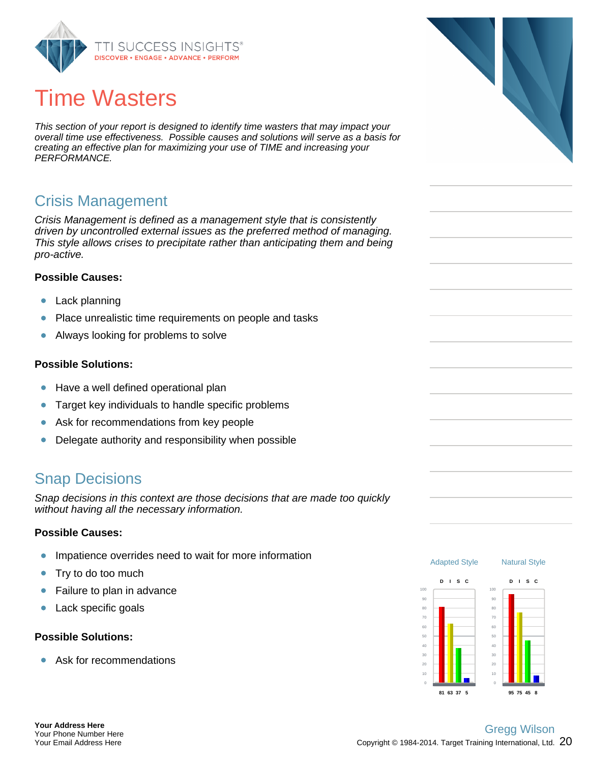# Time Wasters

*This section of your report is designed to identify time wasters that may impact your overall time use effectiveness. Possible causes and solutions will serve as a basis for creating an effective plan for maximizing your use of TIME and increasing your PERFORMANCE.*

## Crisis Management

*Crisis Management is defined as a management style that is consistently driven by uncontrolled external issues as the preferred method of managing. This style allows crises to precipitate rather than anticipating them and being pro-active.*

**Possible Causes:**

- Lack planning
- Place unrealistic time requirements on people and tasks
- Always looking for problems to solve

**Possible Solutions:**

- Have a well defined operational plan
- Target key individuals to handle specific problems
- Ask for recommendations from key people
- Delegate authority and responsibility when possible

## Snap Decisions

*Snap decisions in this context are those decisions that are made too quickly without having all the necessary information.*

**Possible Causes:**

- Impatience overrides need to wait for more information
- Try to do too much
- Failure to plan in advance
- Lack specific goals

**Possible Solutions:**

- Ask for recommendations

| | D | I | S | C |
|---|---|---|---|---|
| Adapted Style | 81 | 63 | 37 | 5 |
| Natural Style | 95 | 75 | 45 | 8 |

**Your Address Here**
Your Phone Number Here
Your Email Address Here

Gregg Wilson
Copyright © 1984-2014. Target Training International, Ltd.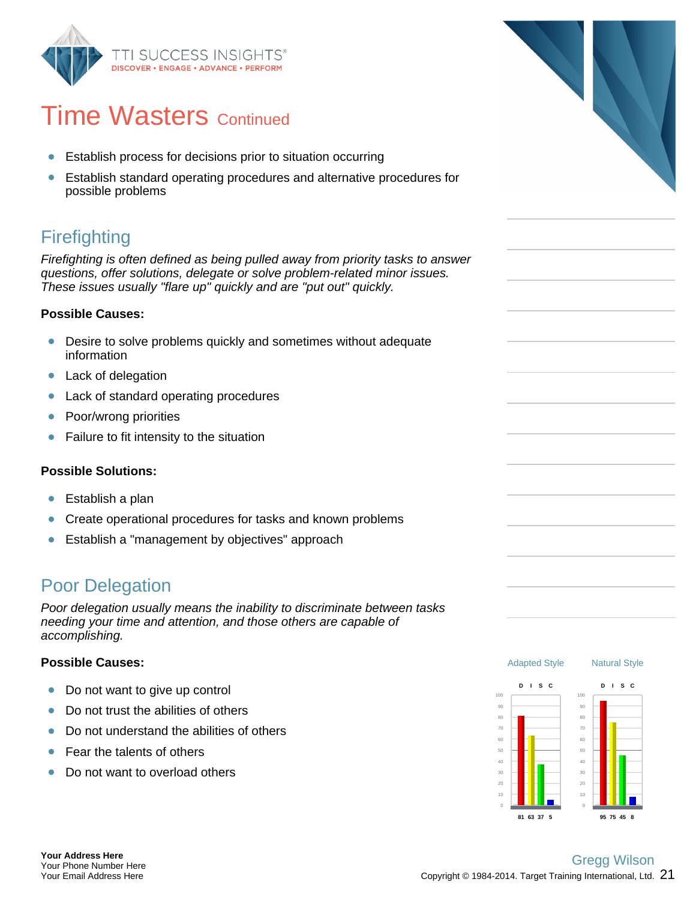# Time Wasters Continued

- Establish process for decisions prior to situation occurring
- Establish standard operating procedures and alternative procedures for possible problems

## Firefighting

*Firefighting is often defined as being pulled away from priority tasks to answer questions, offer solutions, delegate or solve problem-related minor issues. These issues usually "flare up" quickly and are "put out" quickly.*

**Possible Causes:**

- Desire to solve problems quickly and sometimes without adequate information
- Lack of delegation
- Lack of standard operating procedures
- Poor/wrong priorities
- Failure to fit intensity to the situation

**Possible Solutions:**

- Establish a plan
- Create operational procedures for tasks and known problems
- Establish a "management by objectives" approach

## Poor Delegation

*Poor delegation usually means the inability to discriminate between tasks needing your time and attention, and those others are capable of accomplishing.*

**Possible Causes:**

- Do not want to give up control
- Do not trust the abilities of others
- Do not understand the abilities of others
- Fear the talents of others
- Do not want to overload others

| | D | I | S | C |
|---|---|---|---|---|
| Adapted Style | 81 | 63 | 37 | 5 |
| Natural Style | 95 | 75 | 45 | 8 |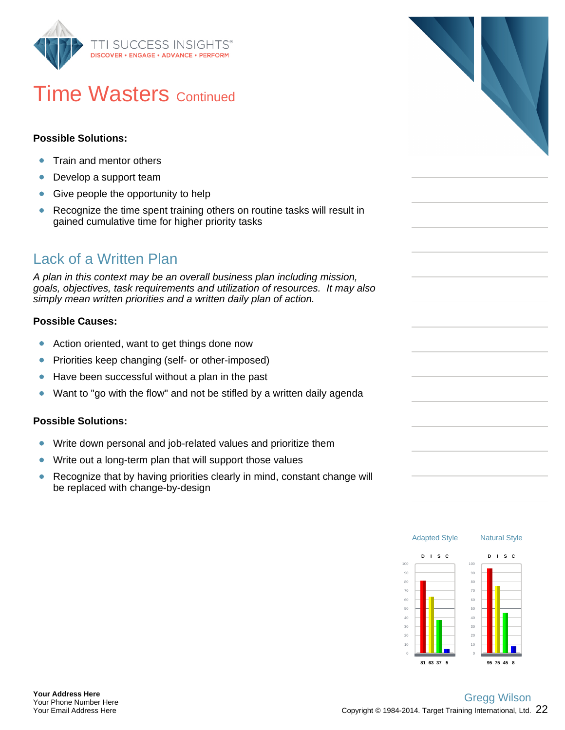# Time Wasters Continued

**Possible Solutions:**

- Train and mentor others
- Develop a support team
- Give people the opportunity to help
- Recognize the time spent training others on routine tasks will result in gained cumulative time for higher priority tasks

## Lack of a Written Plan

*A plan in this context may be an overall business plan including mission, goals, objectives, task requirements and utilization of resources. It may also simply mean written priorities and a written daily plan of action.*

**Possible Causes:**

- Action oriented, want to get things done now
- Priorities keep changing (self- or other-imposed)
- Have been successful without a plan in the past
- Want to "go with the flow" and not be stifled by a written daily agenda

**Possible Solutions:**

- Write down personal and job-related values and prioritize them
- Write out a long-term plan that will support those values
- Recognize that by having priorities clearly in mind, constant change will be replaced with change-by-design

| | D | I | S | C |
|---|---|---|---|---|
| Adapted Style | 81 | 63 | 37 | 5 |
| Natural Style | 95 | 75 | 45 | 8 |

Gregg Wilson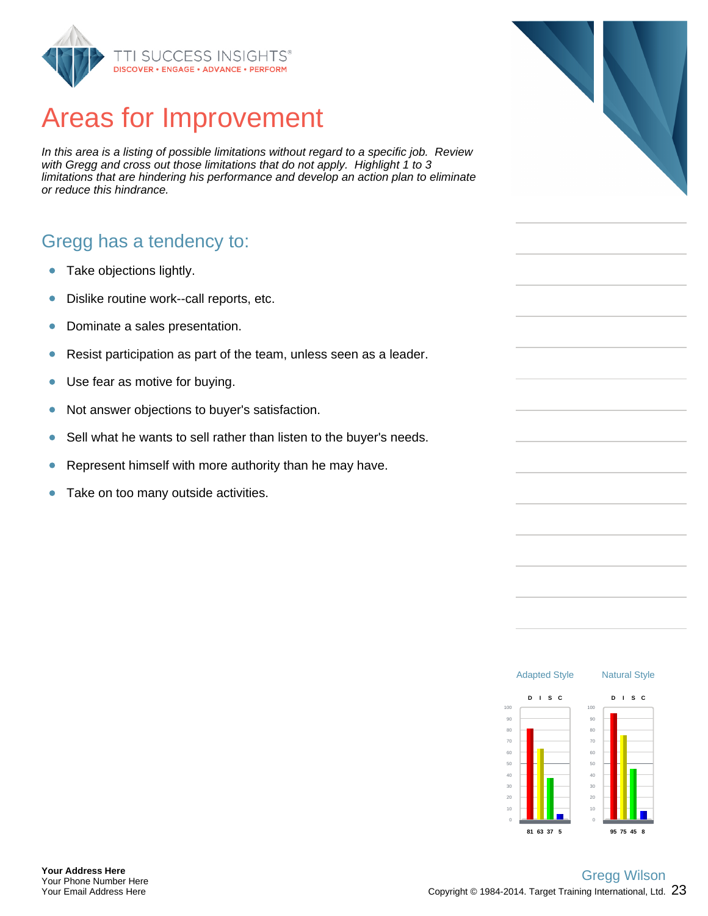# Areas for Improvement

*In this area is a listing of possible limitations without regard to a specific job. Review with Gregg and cross out those limitations that do not apply. Highlight 1 to 3 limitations that are hindering his performance and develop an action plan to eliminate or reduce this hindrance.*

## Gregg has a tendency to:

- Take objections lightly.
- Dislike routine work--call reports, etc.
- Dominate a sales presentation.
- Resist participation as part of the team, unless seen as a leader.
- Use fear as motive for buying.
- Not answer objections to buyer's satisfaction.
- Sell what he wants to sell rather than listen to the buyer's needs.
- Represent himself with more authority than he may have.
- Take on too many outside activities.

| | D | I | S | C |
|---|---|---|---|---|
| Adapted Style | 81 | 63 | 37 | 5 |
| Natural Style | 95 | 75 | 45 | 8 |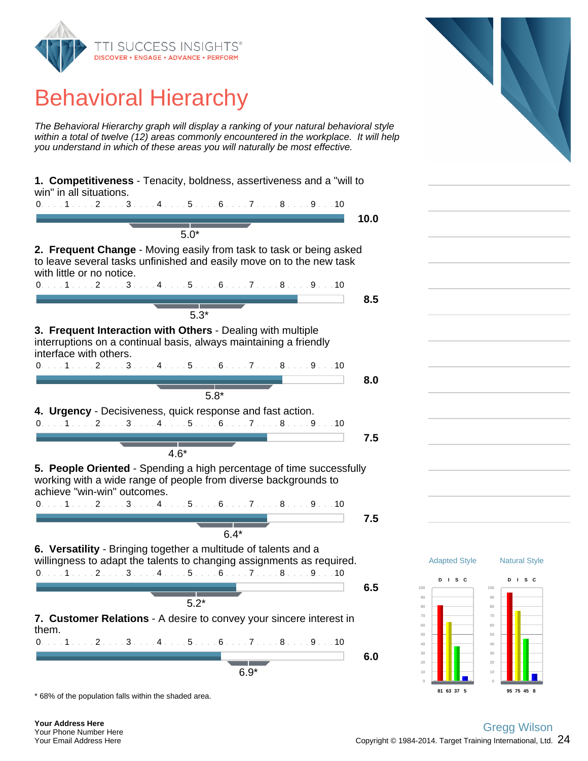# Behavioral Hierarchy

*The Behavioral Hierarchy graph will display a ranking of your natural behavioral style within a total of twelve (12) areas commonly encountered in the workplace. It will help you understand in which of these areas you will naturally be most effective.*

**1. Competitiveness** - Tenacity, boldness, assertiveness and a "will to win" in all situations.

**10.0** — 5.0*

**2. Frequent Change** - Moving easily from task to task or being asked to leave several tasks unfinished and easily move on to the new task with little or no notice.

**8.5** — 5.3*

**3. Frequent Interaction with Others** - Dealing with multiple interruptions on a continual basis, always maintaining a friendly interface with others.

**8.0** — 5.8*

**4. Urgency** - Decisiveness, quick response and fast action.

**7.5** — 4.6*

**5. People Oriented** - Spending a high percentage of time successfully working with a wide range of people from diverse backgrounds to achieve "win-win" outcomes.

**7.5** — 6.4*

**6. Versatility** - Bringing together a multitude of talents and a willingness to adapt the talents to changing assignments as required.

**6.5** — 5.2*

**7. Customer Relations** - A desire to convey your sincere interest in them.

**6.0** — 6.9*

* 68% of the population falls within the shaded area.

| | D | I | S | C |
|---|---|---|---|---|
| Adapted Style | 81 | 63 | 37 | 5 |
| Natural Style | 95 | 75 | 45 | 8 |

**Your Address Here**
Your Phone Number Here
Your Email Address Here

Gregg Wilson
Copyright © 1984-2014. Target Training International, Ltd.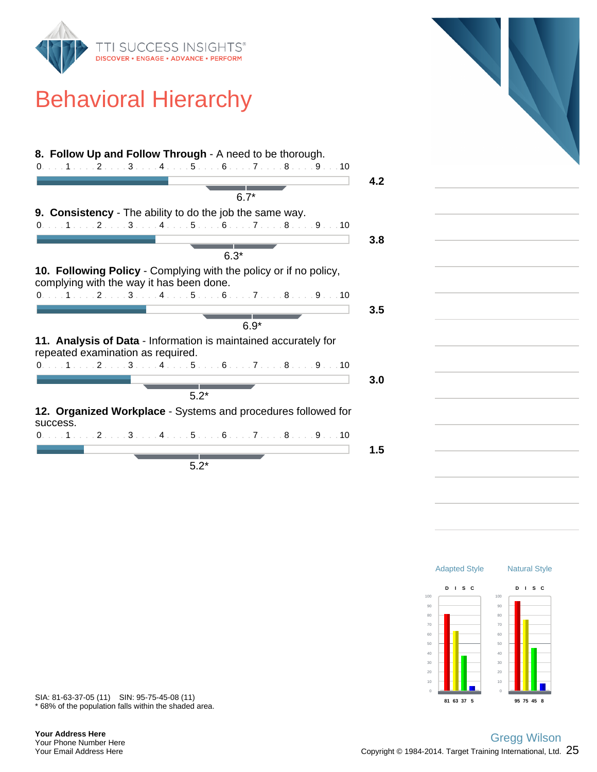# Behavioral Hierarchy

**8. Follow Up and Follow Through** - A need to be thorough.

0 . . . 1 . . . 2 . . . 3 . . . 4 . . . 5 . . . 6 . . . 7 . . . 8 . . . 9 . . . 10

**4.2**

6.7*

**9. Consistency** - The ability to do the job the same way.

0 . . . 1 . . . 2 . . . 3 . . . 4 . . . 5 . . . 6 . . . 7 . . . 8 . . . 9 . . . 10

**3.8**

6.3*

**10. Following Policy** - Complying with the policy or if no policy, complying with the way it has been done.

0 . . . 1 . . . 2 . . . 3 . . . 4 . . . 5 . . . 6 . . . 7 . . . 8 . . . 9 . . . 10

**3.5**

6.9*

**11. Analysis of Data** - Information is maintained accurately for repeated examination as required.

0 . . . 1 . . . 2 . . . 3 . . . 4 . . . 5 . . . 6 . . . 7 . . . 8 . . . 9 . . . 10

**3.0**

5.2*

**12. Organized Workplace** - Systems and procedures followed for success.

0 . . . 1 . . . 2 . . . 3 . . . 4 . . . 5 . . . 6 . . . 7 . . . 8 . . . 9 . . . 10

**1.5**

5.2*

| | D | I | S | C |
|---|---|---|---|---|
| Adapted Style | 81 | 63 | 37 | 5 |
| Natural Style | 95 | 75 | 45 | 8 |

SIA: 81-63-37-05 (11)  SIN: 95-75-45-08 (11)

\* 68% of the population falls within the shaded area.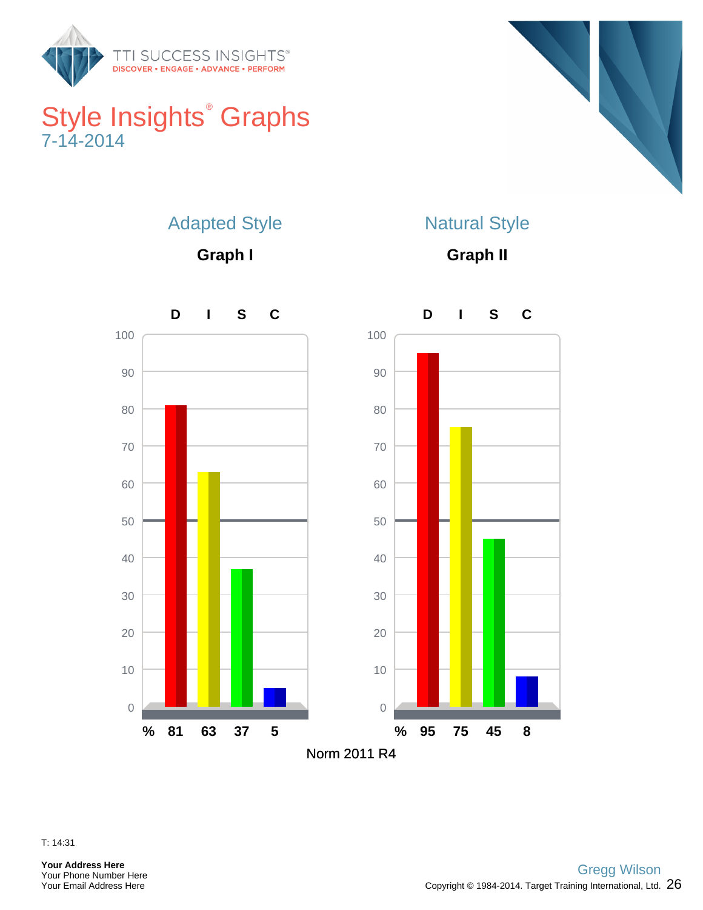# Style Insights® Graphs

7-14-2014

## Adapted Style

### Graph I

| | D | I | S | C |
|---|---|---|---|---|
| % | 81 | 63 | 37 | 5 |

## Natural Style

### Graph II

| | D | I | S | C |
|---|---|---|---|---|
| % | 95 | 75 | 45 | 8 |

Norm 2011 R4

T: 14:31

**Your Address Here**
Your Phone Number Here
Your Email Address Here

Gregg Wilson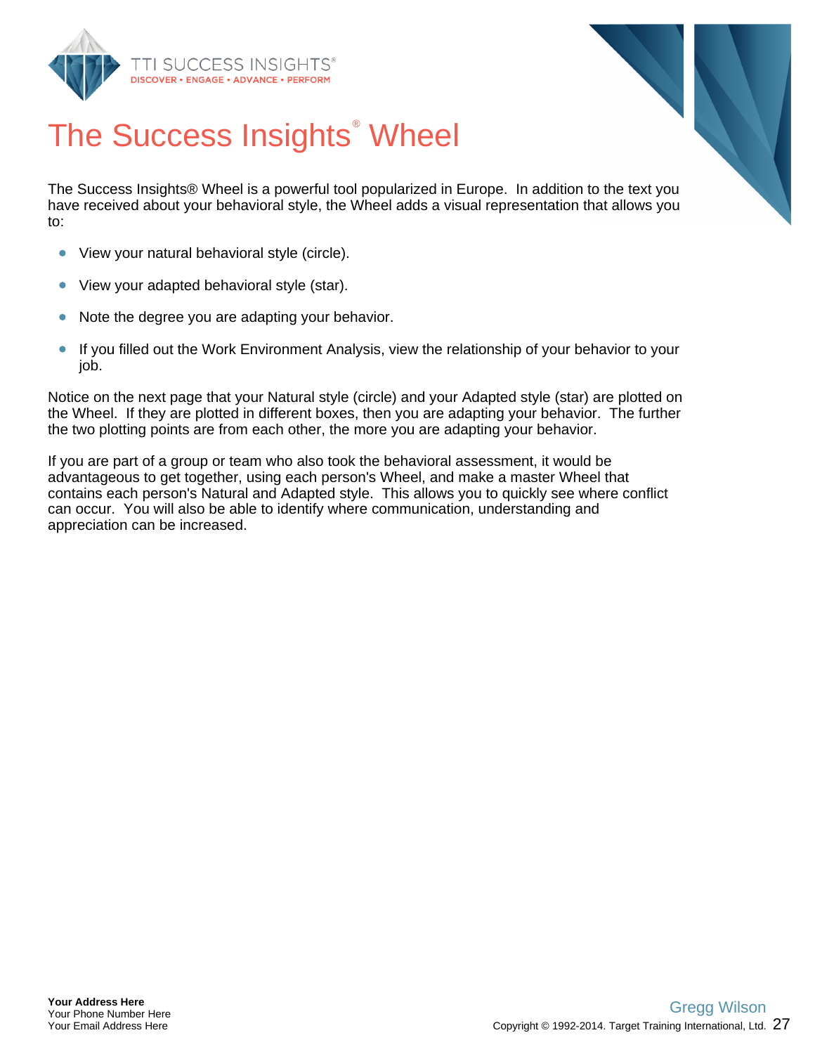# The Success Insights® Wheel

The Success Insights® Wheel is a powerful tool popularized in Europe. In addition to the text you have received about your behavioral style, the Wheel adds a visual representation that allows you to:

- View your natural behavioral style (circle).
- View your adapted behavioral style (star).
- Note the degree you are adapting your behavior.
- If you filled out the Work Environment Analysis, view the relationship of your behavior to your job.

Notice on the next page that your Natural style (circle) and your Adapted style (star) are plotted on the Wheel. If they are plotted in different boxes, then you are adapting your behavior. The further the two plotting points are from each other, the more you are adapting your behavior.

If you are part of a group or team who also took the behavioral assessment, it would be advantageous to get together, using each person's Wheel, and make a master Wheel that contains each person's Natural and Adapted style. This allows you to quickly see where conflict can occur. You will also be able to identify where communication, understanding and appreciation can be increased.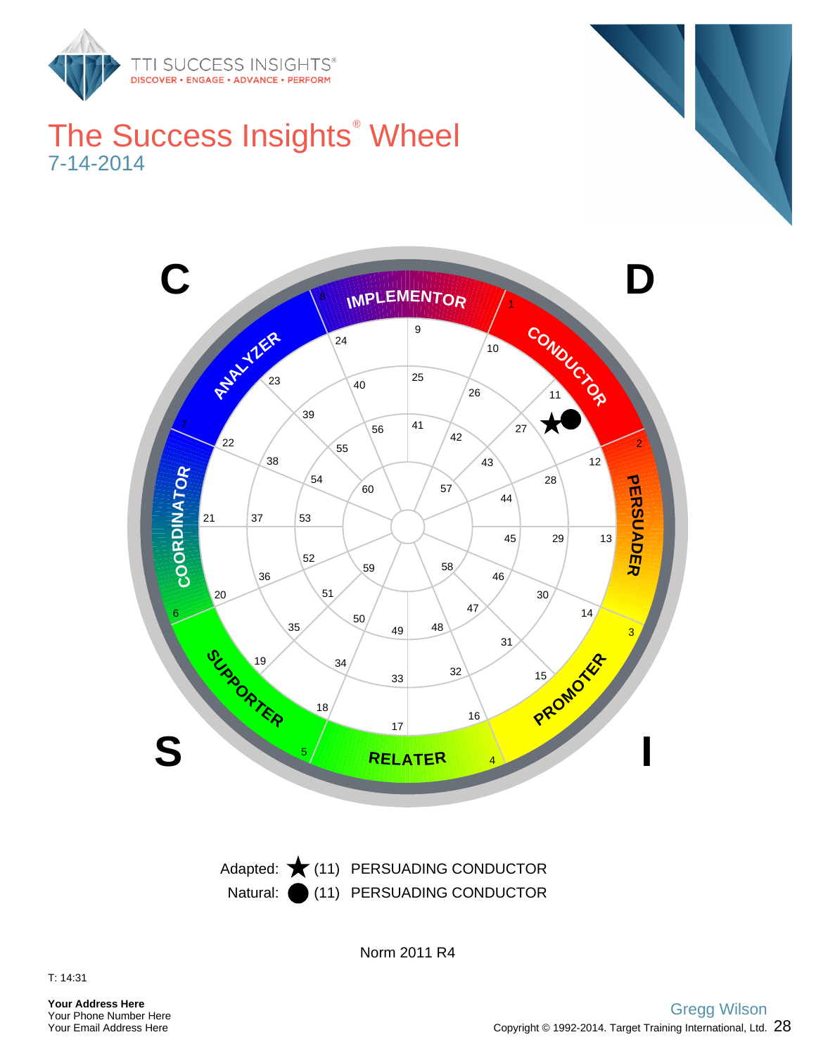# The Success Insights® Wheel

7-14-2014

Adapted: ★ (11) PERSUADING CONDUCTOR

Natural: ● (11) PERSUADING CONDUCTOR

Norm 2011 R4

T: 14:31

**Your Address Here**
Your Phone Number Here
Your Email Address Here

Gregg Wilson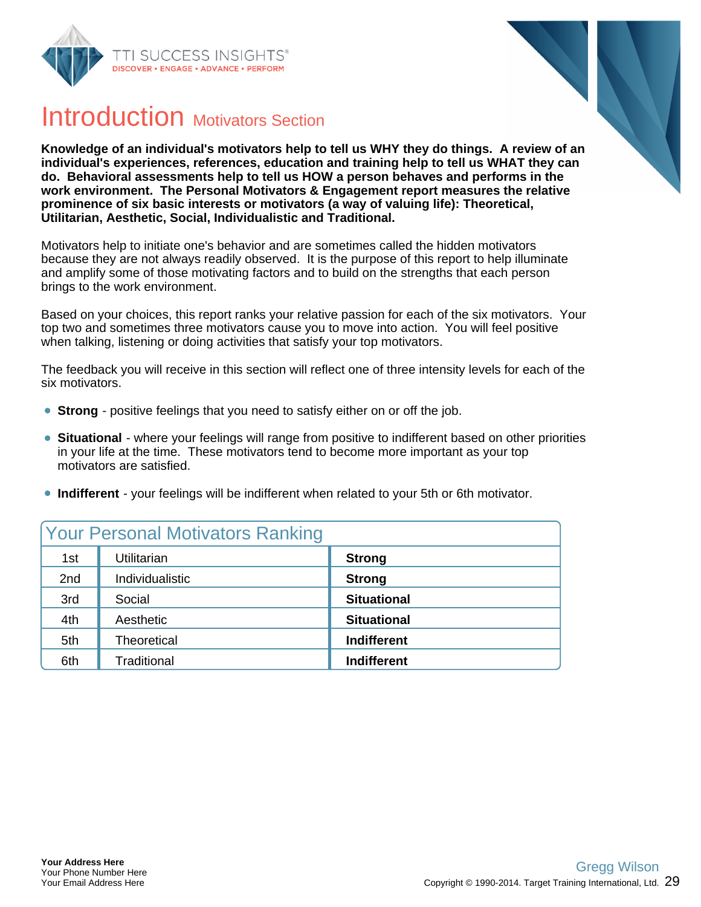# Introduction Motivators Section

**Knowledge of an individual's motivators help to tell us WHY they do things. A review of an individual's experiences, references, education and training help to tell us WHAT they can do. Behavioral assessments help to tell us HOW a person behaves and performs in the work environment. The Personal Motivators & Engagement report measures the relative prominence of six basic interests or motivators (a way of valuing life): Theoretical, Utilitarian, Aesthetic, Social, Individualistic and Traditional.**

Motivators help to initiate one's behavior and are sometimes called the hidden motivators because they are not always readily observed. It is the purpose of this report to help illuminate and amplify some of those motivating factors and to build on the strengths that each person brings to the work environment.

Based on your choices, this report ranks your relative passion for each of the six motivators. Your top two and sometimes three motivators cause you to move into action. You will feel positive when talking, listening or doing activities that satisfy your top motivators.

The feedback you will receive in this section will reflect one of three intensity levels for each of the six motivators.

- **Strong** - positive feelings that you need to satisfy either on or off the job.
- **Situational** - where your feelings will range from positive to indifferent based on other priorities in your life at the time. These motivators tend to become more important as your top motivators are satisfied.
- **Indifferent** - your feelings will be indifferent when related to your 5th or 6th motivator.

## Your Personal Motivators Ranking

| | | |
|---|---|---|
| 1st | Utilitarian | **Strong** |
| 2nd | Individualistic | **Strong** |
| 3rd | Social | **Situational** |
| 4th | Aesthetic | **Situational** |
| 5th | Theoretical | **Indifferent** |
| 6th | Traditional | **Indifferent** |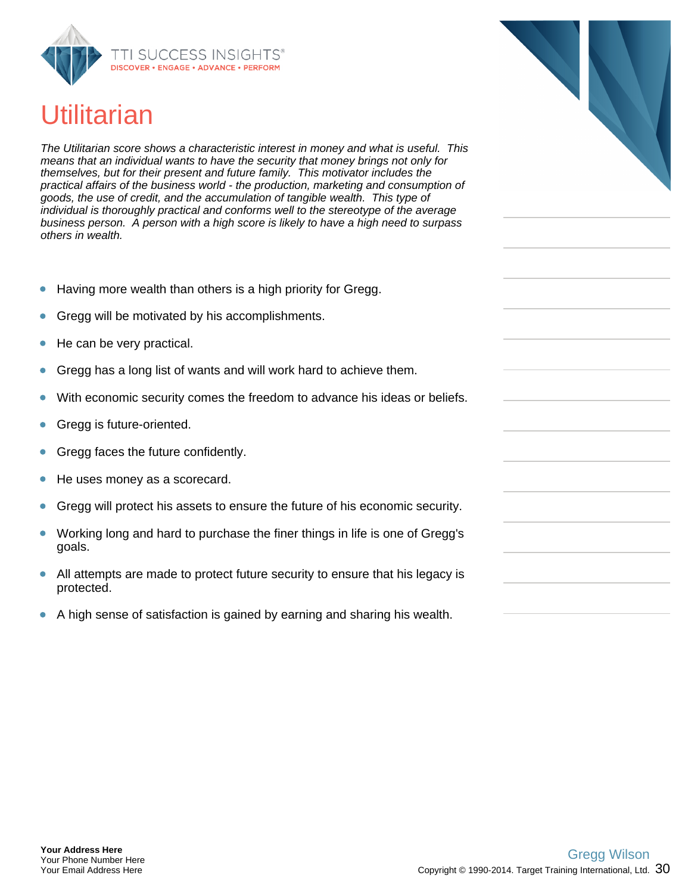# Utilitarian

*The Utilitarian score shows a characteristic interest in money and what is useful. This means that an individual wants to have the security that money brings not only for themselves, but for their present and future family. This motivator includes the practical affairs of the business world - the production, marketing and consumption of goods, the use of credit, and the accumulation of tangible wealth. This type of individual is thoroughly practical and conforms well to the stereotype of the average business person. A person with a high score is likely to have a high need to surpass others in wealth.*

- Having more wealth than others is a high priority for Gregg.
- Gregg will be motivated by his accomplishments.
- He can be very practical.
- Gregg has a long list of wants and will work hard to achieve them.
- With economic security comes the freedom to advance his ideas or beliefs.
- Gregg is future-oriented.
- Gregg faces the future confidently.
- He uses money as a scorecard.
- Gregg will protect his assets to ensure the future of his economic security.
- Working long and hard to purchase the finer things in life is one of Gregg's goals.
- All attempts are made to protect future security to ensure that his legacy is protected.
- A high sense of satisfaction is gained by earning and sharing his wealth.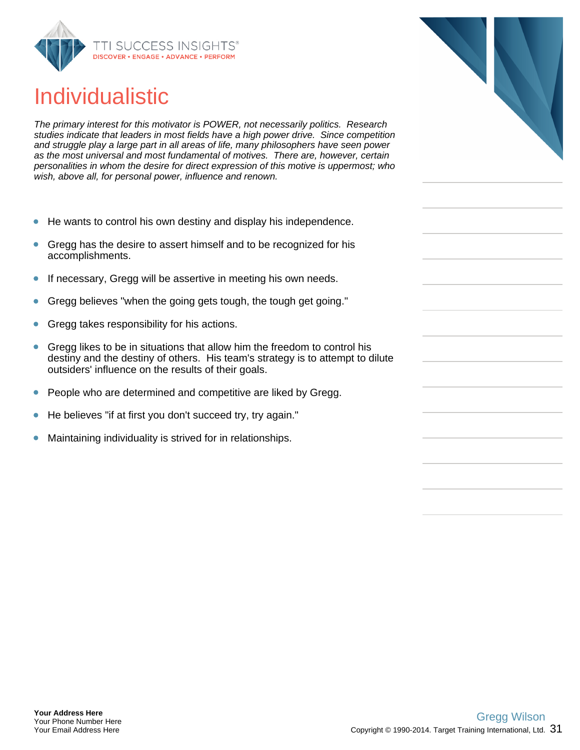# Individualistic

*The primary interest for this motivator is POWER, not necessarily politics. Research studies indicate that leaders in most fields have a high power drive. Since competition and struggle play a large part in all areas of life, many philosophers have seen power as the most universal and most fundamental of motives. There are, however, certain personalities in whom the desire for direct expression of this motive is uppermost; who wish, above all, for personal power, influence and renown.*

- He wants to control his own destiny and display his independence.
- Gregg has the desire to assert himself and to be recognized for his accomplishments.
- If necessary, Gregg will be assertive in meeting his own needs.
- Gregg believes "when the going gets tough, the tough get going."
- Gregg takes responsibility for his actions.
- Gregg likes to be in situations that allow him the freedom to control his destiny and the destiny of others. His team's strategy is to attempt to dilute outsiders' influence on the results of their goals.
- People who are determined and competitive are liked by Gregg.
- He believes "if at first you don't succeed try, try again."
- Maintaining individuality is strived for in relationships.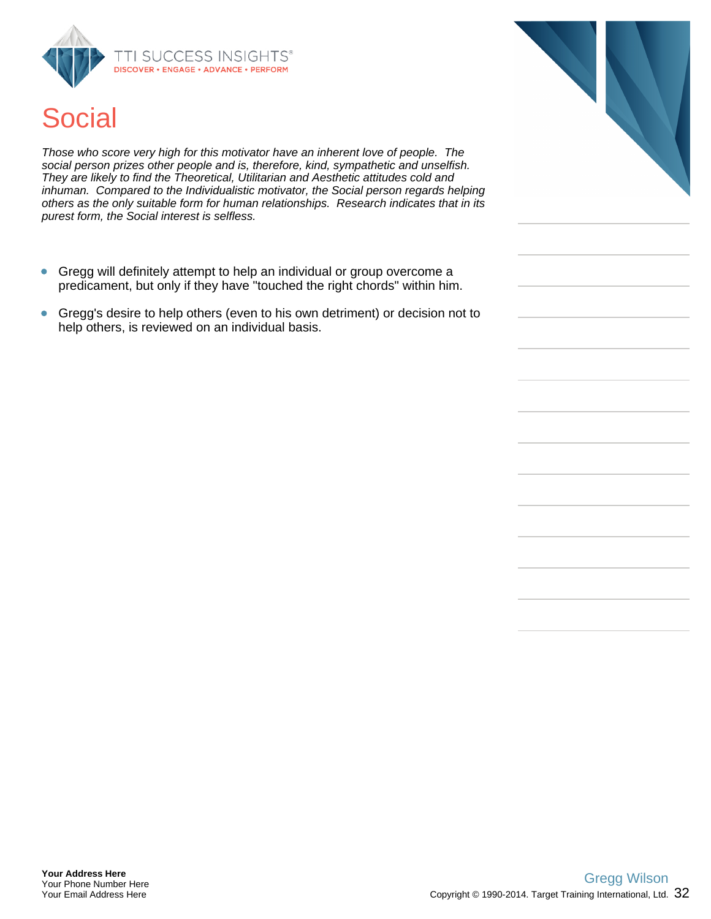# Social

*Those who score very high for this motivator have an inherent love of people. The social person prizes other people and is, therefore, kind, sympathetic and unselfish. They are likely to find the Theoretical, Utilitarian and Aesthetic attitudes cold and inhuman. Compared to the Individualistic motivator, the Social person regards helping others as the only suitable form for human relationships. Research indicates that in its purest form, the Social interest is selfless.*

- Gregg will definitely attempt to help an individual or group overcome a predicament, but only if they have "touched the right chords" within him.
- Gregg's desire to help others (even to his own detriment) or decision not to help others, is reviewed on an individual basis.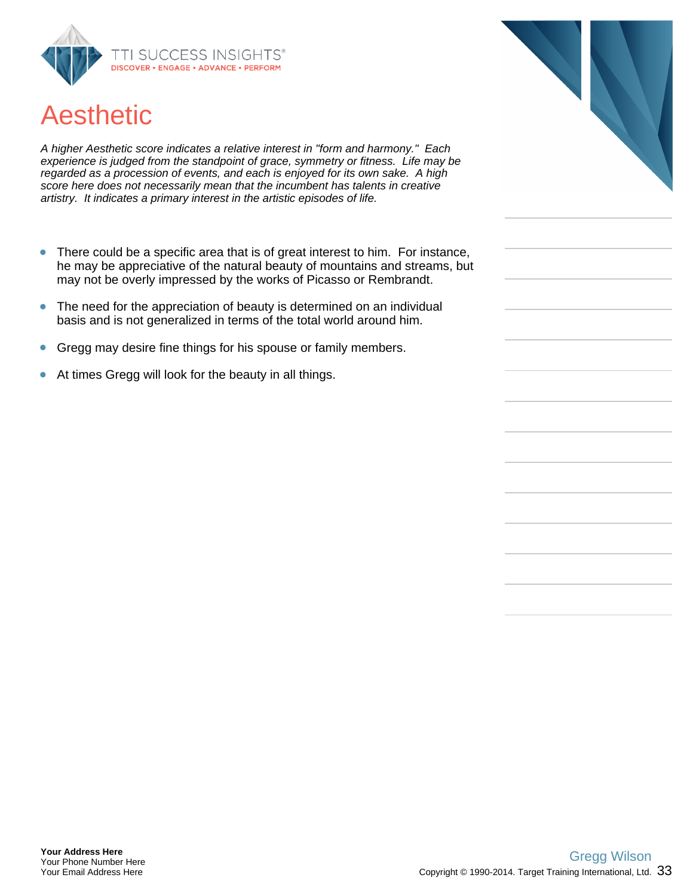# Aesthetic

*A higher Aesthetic score indicates a relative interest in "form and harmony." Each experience is judged from the standpoint of grace, symmetry or fitness. Life may be regarded as a procession of events, and each is enjoyed for its own sake. A high score here does not necessarily mean that the incumbent has talents in creative artistry. It indicates a primary interest in the artistic episodes of life.*

- There could be a specific area that is of great interest to him. For instance, he may be appreciative of the natural beauty of mountains and streams, but may not be overly impressed by the works of Picasso or Rembrandt.
- The need for the appreciation of beauty is determined on an individual basis and is not generalized in terms of the total world around him.
- Gregg may desire fine things for his spouse or family members.
- At times Gregg will look for the beauty in all things.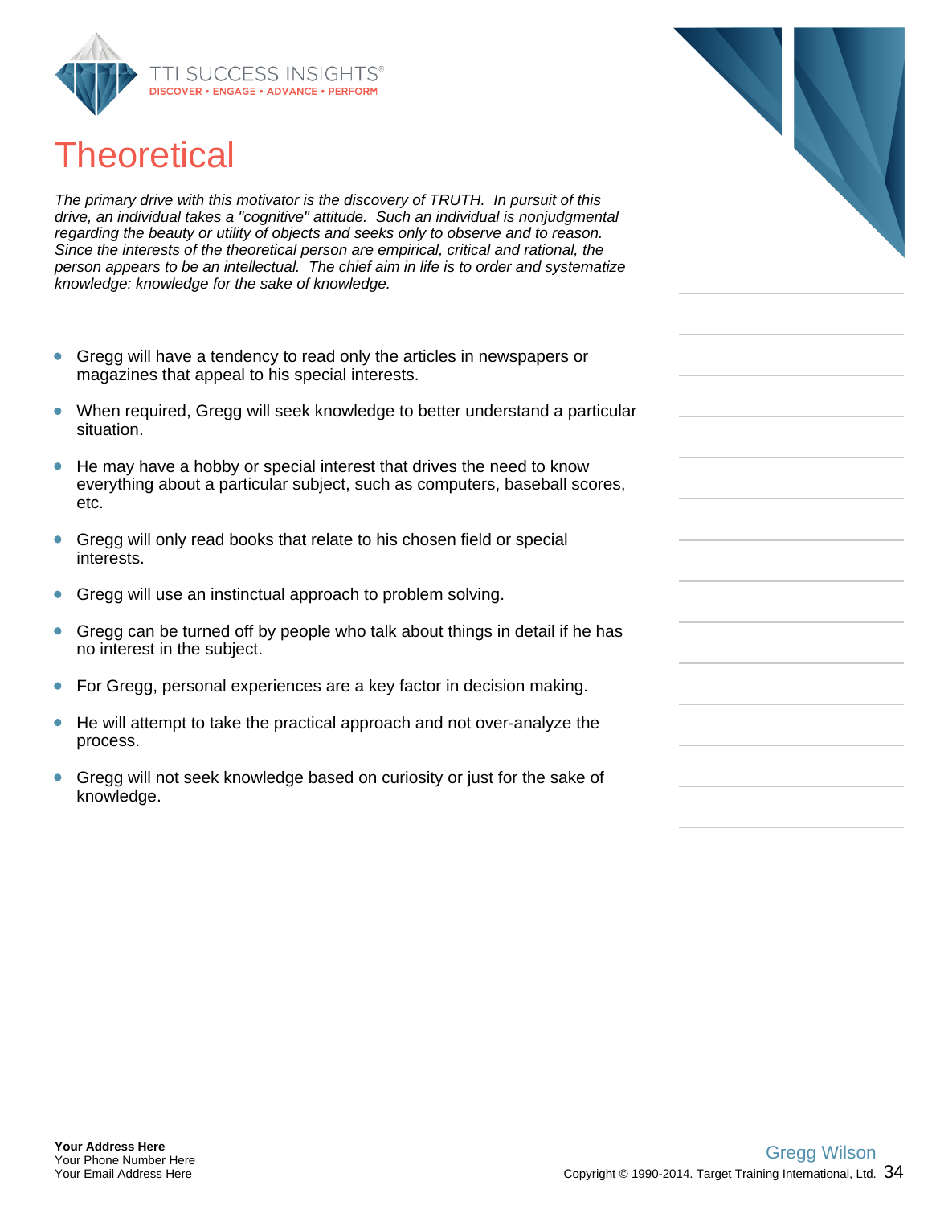# Theoretical

*The primary drive with this motivator is the discovery of TRUTH. In pursuit of this drive, an individual takes a "cognitive" attitude. Such an individual is nonjudgmental regarding the beauty or utility of objects and seeks only to observe and to reason. Since the interests of the theoretical person are empirical, critical and rational, the person appears to be an intellectual. The chief aim in life is to order and systematize knowledge: knowledge for the sake of knowledge.*

- Gregg will have a tendency to read only the articles in newspapers or magazines that appeal to his special interests.
- When required, Gregg will seek knowledge to better understand a particular situation.
- He may have a hobby or special interest that drives the need to know everything about a particular subject, such as computers, baseball scores, etc.
- Gregg will only read books that relate to his chosen field or special interests.
- Gregg will use an instinctual approach to problem solving.
- Gregg can be turned off by people who talk about things in detail if he has no interest in the subject.
- For Gregg, personal experiences are a key factor in decision making.
- He will attempt to take the practical approach and not over-analyze the process.
- Gregg will not seek knowledge based on curiosity or just for the sake of knowledge.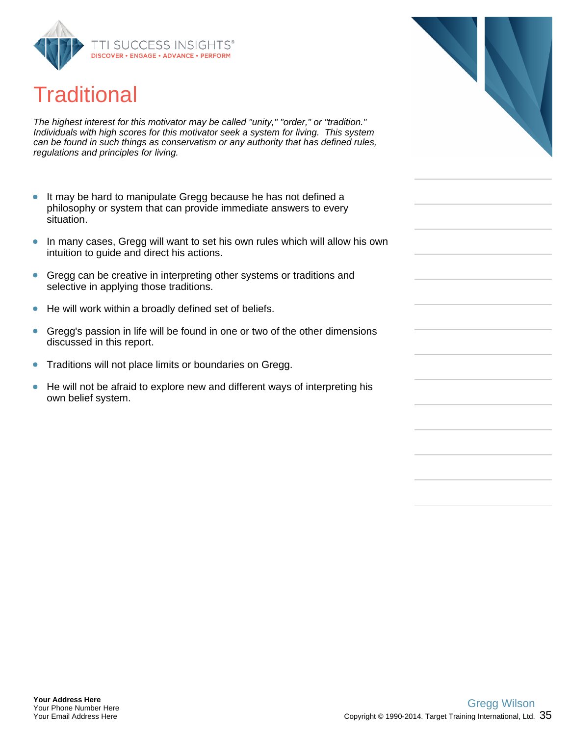# Traditional

*The highest interest for this motivator may be called "unity," "order," or "tradition." Individuals with high scores for this motivator seek a system for living. This system can be found in such things as conservatism or any authority that has defined rules, regulations and principles for living.*

- It may be hard to manipulate Gregg because he has not defined a philosophy or system that can provide immediate answers to every situation.
- In many cases, Gregg will want to set his own rules which will allow his own intuition to guide and direct his actions.
- Gregg can be creative in interpreting other systems or traditions and selective in applying those traditions.
- He will work within a broadly defined set of beliefs.
- Gregg's passion in life will be found in one or two of the other dimensions discussed in this report.
- Traditions will not place limits or boundaries on Gregg.
- He will not be afraid to explore new and different ways of interpreting his own belief system.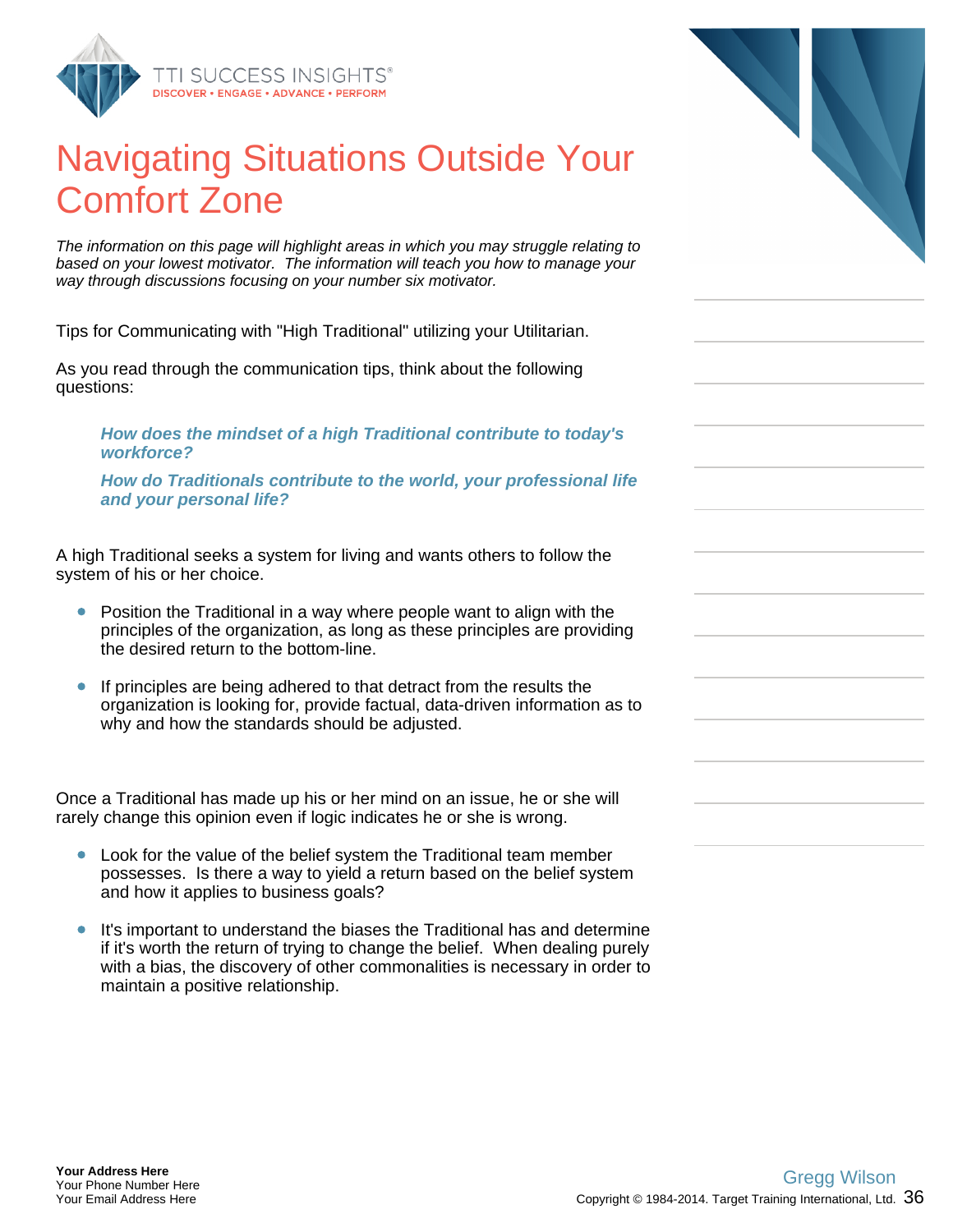# Navigating Situations Outside Your Comfort Zone

*The information on this page will highlight areas in which you may struggle relating to based on your lowest motivator. The information will teach you how to manage your way through discussions focusing on your number six motivator.*

Tips for Communicating with "High Traditional" utilizing your Utilitarian.

As you read through the communication tips, think about the following questions:

> ***How does the mindset of a high Traditional contribute to today's workforce?***
>
> ***How do Traditionals contribute to the world, your professional life and your personal life?***

A high Traditional seeks a system for living and wants others to follow the system of his or her choice.

- Position the Traditional in a way where people want to align with the principles of the organization, as long as these principles are providing the desired return to the bottom-line.
- If principles are being adhered to that detract from the results the organization is looking for, provide factual, data-driven information as to why and how the standards should be adjusted.

Once a Traditional has made up his or her mind on an issue, he or she will rarely change this opinion even if logic indicates he or she is wrong.

- Look for the value of the belief system the Traditional team member possesses. Is there a way to yield a return based on the belief system and how it applies to business goals?
- It's important to understand the biases the Traditional has and determine if it's worth the return of trying to change the belief. When dealing purely with a bias, the discovery of other commonalities is necessary in order to maintain a positive relationship.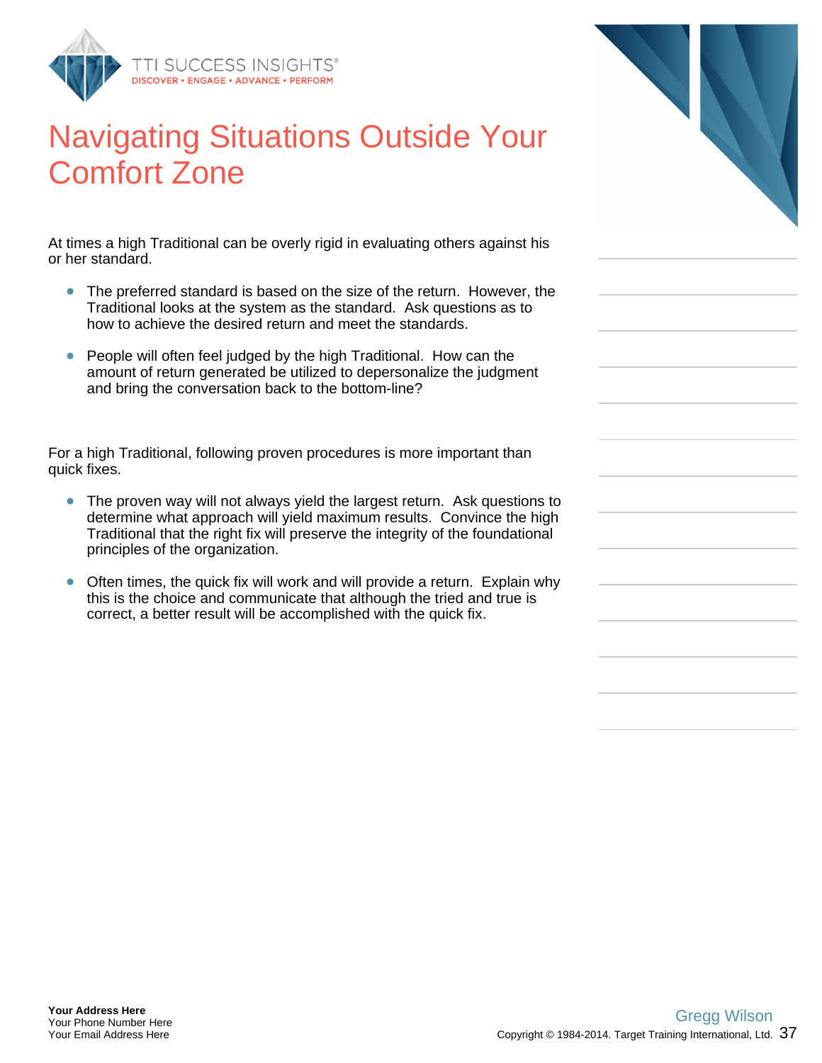# Navigating Situations Outside Your Comfort Zone

At times a high Traditional can be overly rigid in evaluating others against his or her standard.

- The preferred standard is based on the size of the return. However, the Traditional looks at the system as the standard. Ask questions as to how to achieve the desired return and meet the standards.
- People will often feel judged by the high Traditional. How can the amount of return generated be utilized to depersonalize the judgment and bring the conversation back to the bottom-line?

For a high Traditional, following proven procedures is more important than quick fixes.

- The proven way will not always yield the largest return. Ask questions to determine what approach will yield maximum results. Convince the high Traditional that the right fix will preserve the integrity of the foundational principles of the organization.
- Often times, the quick fix will work and will provide a return. Explain why this is the choice and communicate that although the tried and true is correct, a better result will be accomplished with the quick fix.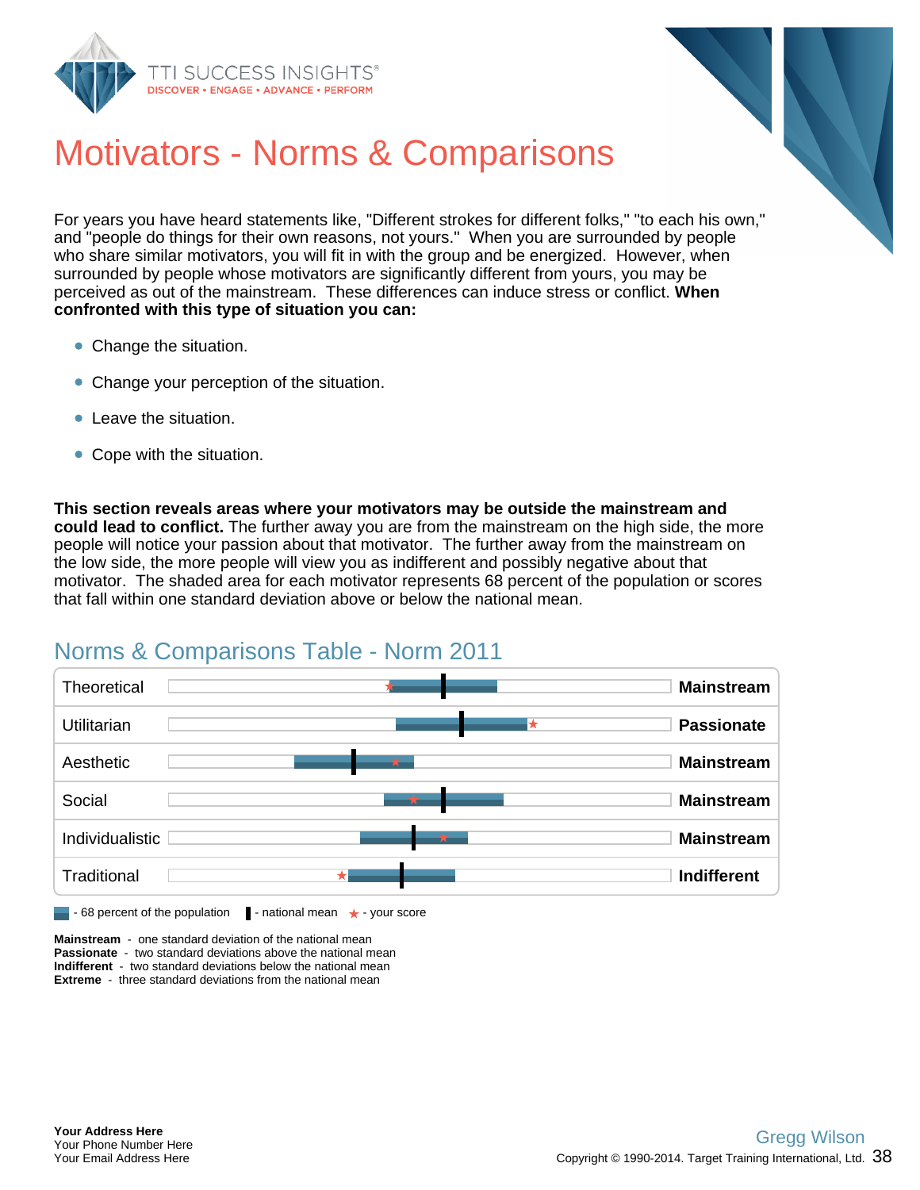# Motivators - Norms & Comparisons

For years you have heard statements like, "Different strokes for different folks," "to each his own," and "people do things for their own reasons, not yours." When you are surrounded by people who share similar motivators, you will fit in with the group and be energized. However, when surrounded by people whose motivators are significantly different from yours, you may be perceived as out of the mainstream. These differences can induce stress or conflict. **When confronted with this type of situation you can:**

- Change the situation.
- Change your perception of the situation.
- Leave the situation.
- Cope with the situation.

**This section reveals areas where your motivators may be outside the mainstream and could lead to conflict.** The further away you are from the mainstream on the high side, the more people will notice your passion about that motivator. The further away from the mainstream on the low side, the more people will view you as indifferent and possibly negative about that motivator. The shaded area for each motivator represents 68 percent of the population or scores that fall within one standard deviation above or below the national mean.

## Norms & Comparisons Table - Norm 2011

| Motivator | Result |
|---|---|
| Theoretical | **Mainstream** |
| Utilitarian | **Passionate** |
| Aesthetic | **Mainstream** |
| Social | **Mainstream** |
| Individualistic | **Mainstream** |
| Traditional | **Indifferent** |

- 68 percent of the population | - national mean | ★ - your score

**Mainstream** - one standard deviation of the national mean
**Passionate** - two standard deviations above the national mean
**Indifferent** - two standard deviations below the national mean
**Extreme** - three standard deviations from the national mean

**Your Address Here**
Your Phone Number Here
Your Email Address Here

Gregg Wilson
Copyright © 1990-2014. Target Training International, Ltd.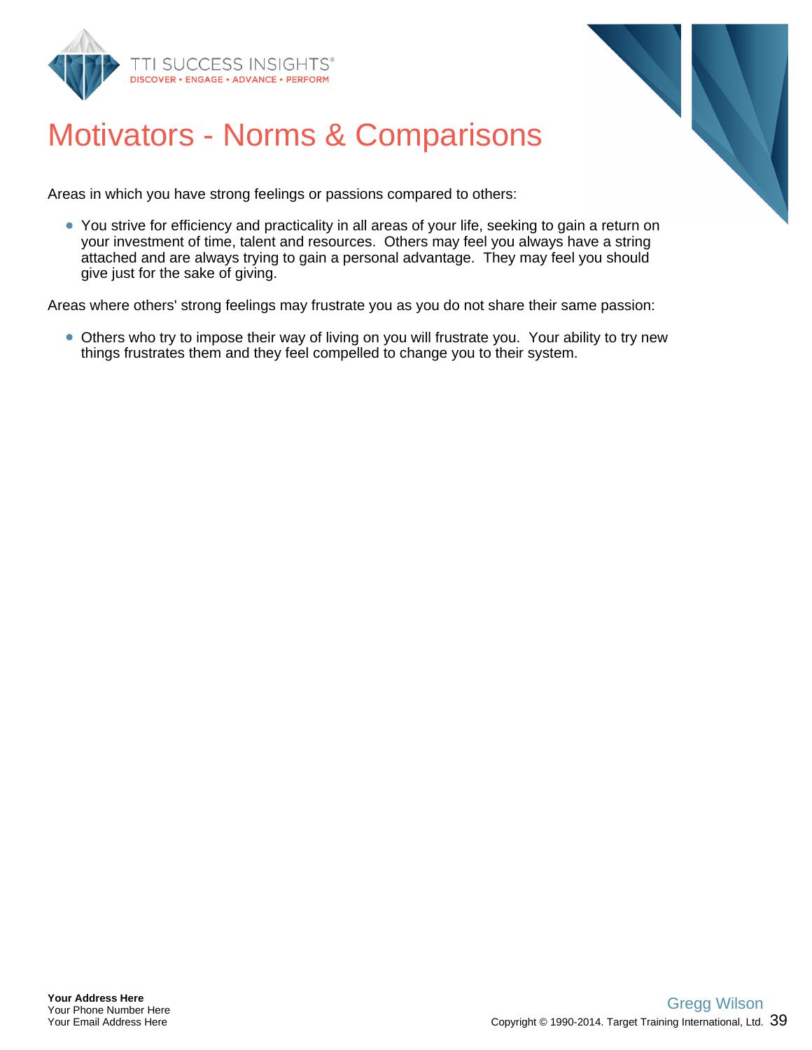# Motivators - Norms & Comparisons

Areas in which you have strong feelings or passions compared to others:

- You strive for efficiency and practicality in all areas of your life, seeking to gain a return on your investment of time, talent and resources. Others may feel you always have a string attached and are always trying to gain a personal advantage. They may feel you should give just for the sake of giving.

Areas where others' strong feelings may frustrate you as you do not share their same passion:

- Others who try to impose their way of living on you will frustrate you. Your ability to try new things frustrates them and they feel compelled to change you to their system.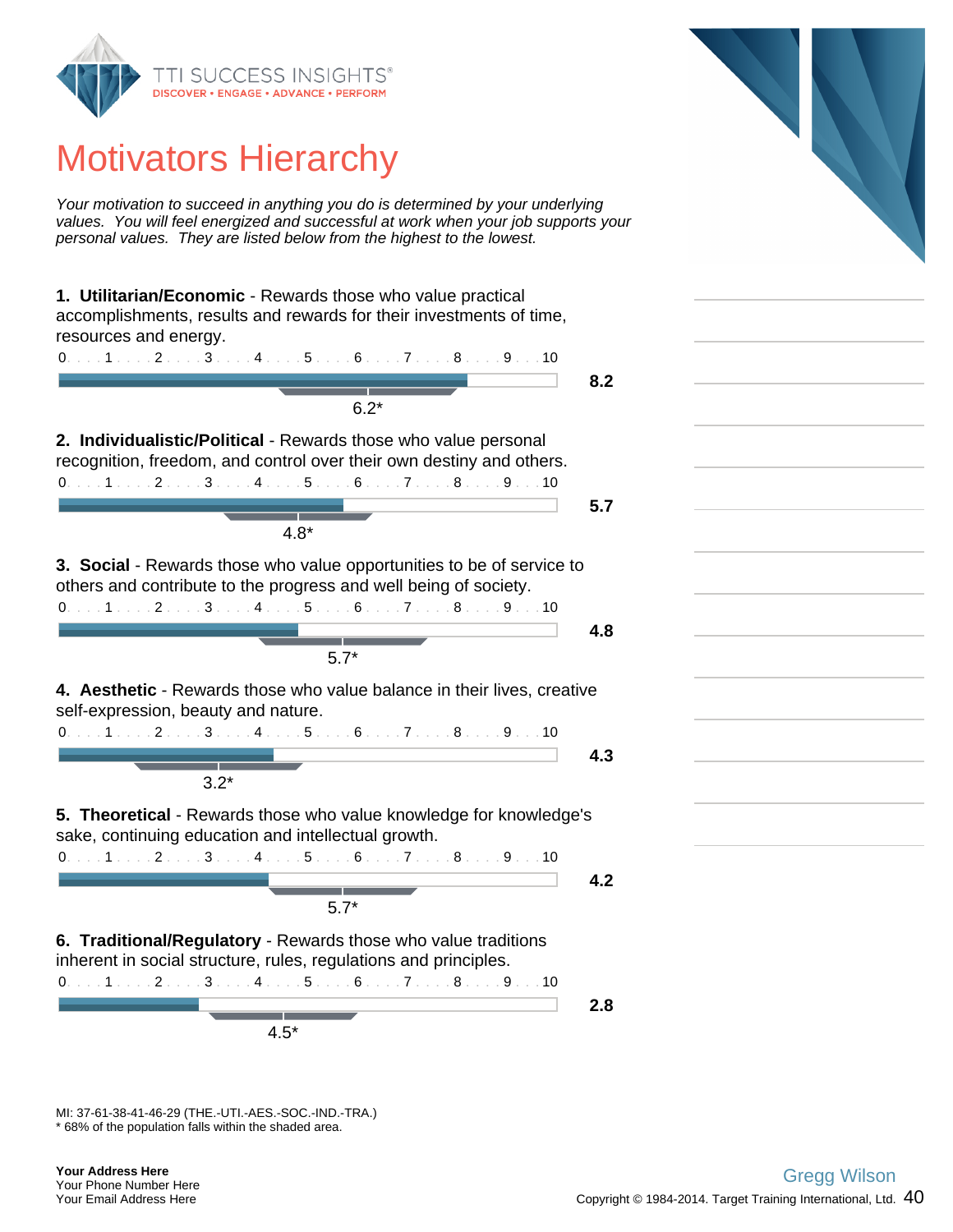# Motivators Hierarchy

*Your motivation to succeed in anything you do is determined by your underlying values. You will feel energized and successful at work when your job supports your personal values. They are listed below from the highest to the lowest.*

**1. Utilitarian/Economic** - Rewards those who value practical accomplishments, results and rewards for their investments of time, resources and energy.

**8.2**

6.2*

**2. Individualistic/Political** - Rewards those who value personal recognition, freedom, and control over their own destiny and others.

**5.7**

4.8*

**3. Social** - Rewards those who value opportunities to be of service to others and contribute to the progress and well being of society.

**4.8**

5.7*

**4. Aesthetic** - Rewards those who value balance in their lives, creative self-expression, beauty and nature.

**4.3**

3.2*

**5. Theoretical** - Rewards those who value knowledge for knowledge's sake, continuing education and intellectual growth.

**4.2**

5.7*

**6. Traditional/Regulatory** - Rewards those who value traditions inherent in social structure, rules, regulations and principles.

**2.8**

4.5*

MI: 37-61-38-41-46-29 (THE.-UTI.-AES.-SOC.-IND.-TRA.)
* 68% of the population falls within the shaded area.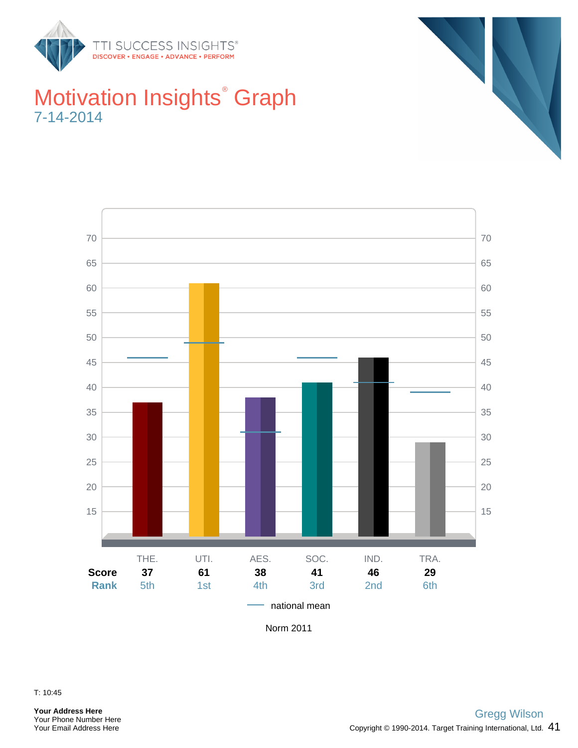# Motivation Insights® Graph

7-14-2014

|  | THE. | UTI. | AES. | SOC. | IND. | TRA. |
|---|---|---|---|---|---|---|
| **Score** | **37** | **61** | **38** | **41** | **46** | **29** |
| **Rank** | 5th | 1st | 4th | 3rd | 2nd | 6th |

— national mean

Norm 2011

T: 10:45

**Your Address Here**
Your Phone Number Here
Your Email Address Here

Gregg Wilson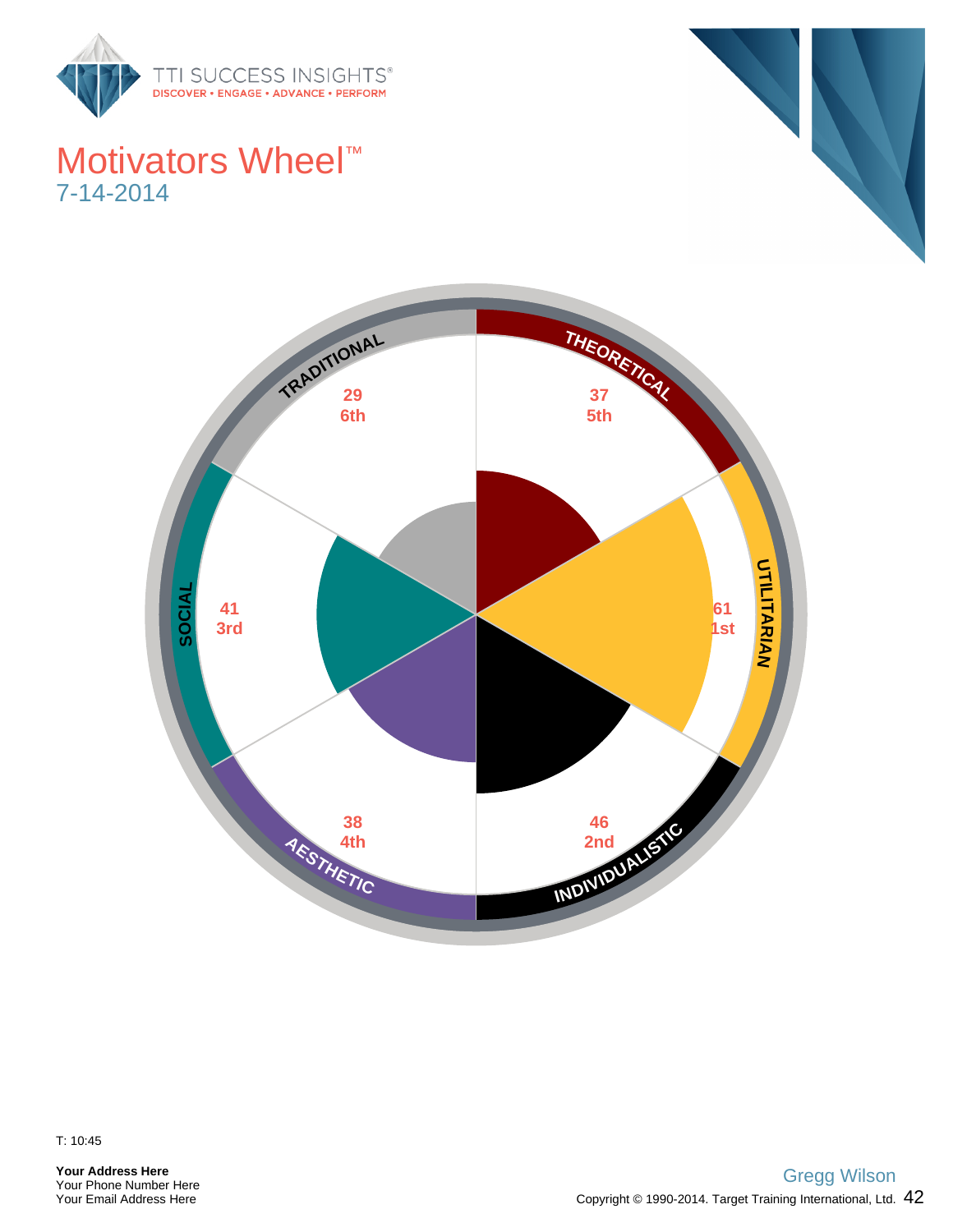# Motivators Wheel™

7-14-2014

| Motivator | Score | Rank |
| --- | --- | --- |
| THEORETICAL | 37 | 5th |
| UTILITARIAN | 61 | 1st |
| INDIVIDUALISTIC | 46 | 2nd |
| AESTHETIC | 38 | 4th |
| SOCIAL | 41 | 3rd |
| TRADITIONAL | 29 | 6th |

T: 10:45

**Your Address Here**
Your Phone Number Here
Your Email Address Here

Gregg Wilson

Copyright © 1990-2014. Target Training International, Ltd.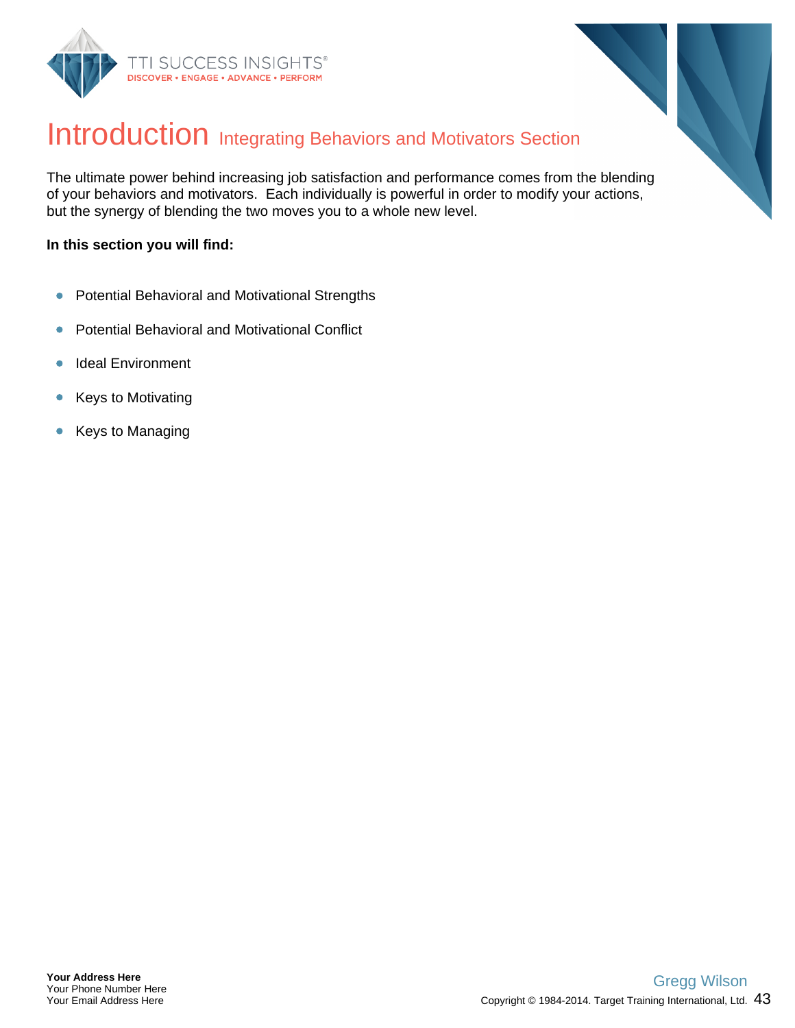# Introduction Integrating Behaviors and Motivators Section

The ultimate power behind increasing job satisfaction and performance comes from the blending of your behaviors and motivators. Each individually is powerful in order to modify your actions, but the synergy of blending the two moves you to a whole new level.

**In this section you will find:**

- Potential Behavioral and Motivational Strengths
- Potential Behavioral and Motivational Conflict
- Ideal Environment
- Keys to Motivating
- Keys to Managing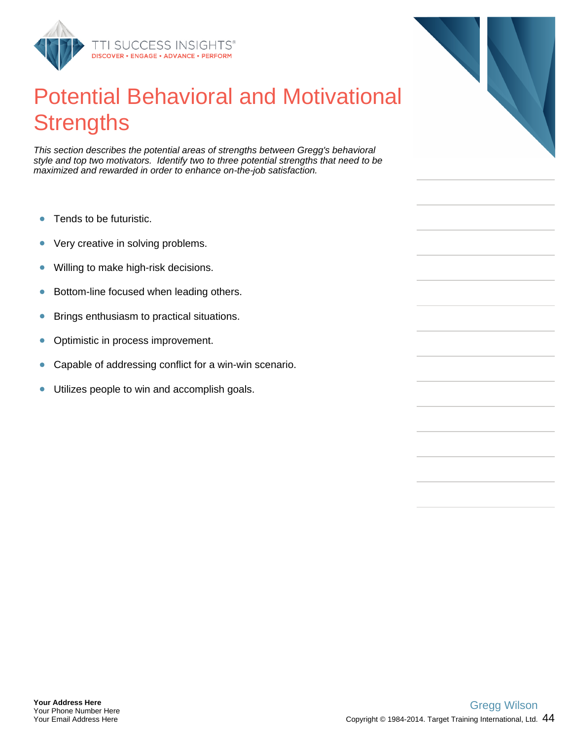# Potential Behavioral and Motivational Strengths

*This section describes the potential areas of strengths between Gregg's behavioral style and top two motivators. Identify two to three potential strengths that need to be maximized and rewarded in order to enhance on-the-job satisfaction.*

- Tends to be futuristic.
- Very creative in solving problems.
- Willing to make high-risk decisions.
- Bottom-line focused when leading others.
- Brings enthusiasm to practical situations.
- Optimistic in process improvement.
- Capable of addressing conflict for a win-win scenario.
- Utilizes people to win and accomplish goals.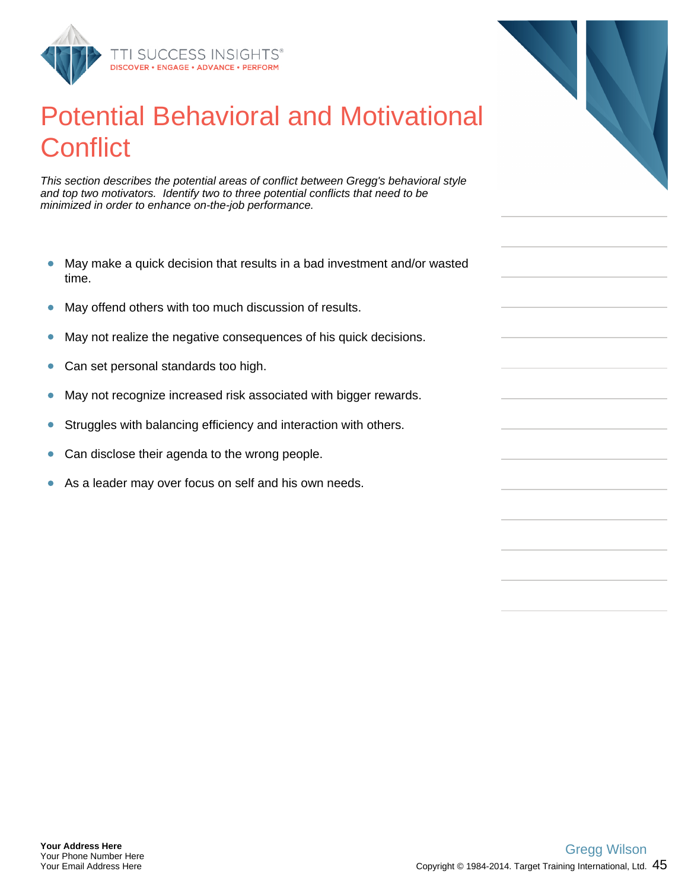# Potential Behavioral and Motivational Conflict

*This section describes the potential areas of conflict between Gregg's behavioral style and top two motivators. Identify two to three potential conflicts that need to be minimized in order to enhance on-the-job performance.*

- May make a quick decision that results in a bad investment and/or wasted time.
- May offend others with too much discussion of results.
- May not realize the negative consequences of his quick decisions.
- Can set personal standards too high.
- May not recognize increased risk associated with bigger rewards.
- Struggles with balancing efficiency and interaction with others.
- Can disclose their agenda to the wrong people.
- As a leader may over focus on self and his own needs.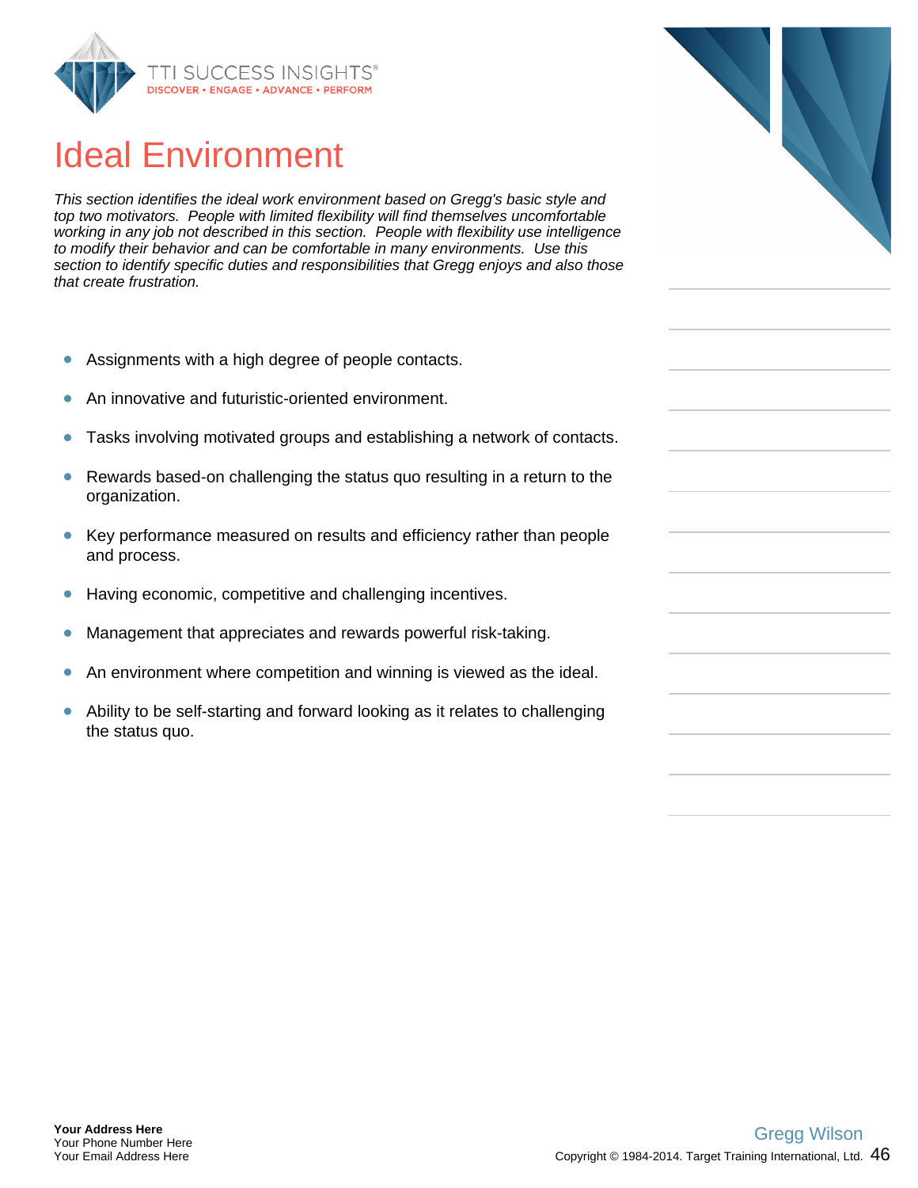# Ideal Environment

*This section identifies the ideal work environment based on Gregg's basic style and top two motivators. People with limited flexibility will find themselves uncomfortable working in any job not described in this section. People with flexibility use intelligence to modify their behavior and can be comfortable in many environments. Use this section to identify specific duties and responsibilities that Gregg enjoys and also those that create frustration.*

- Assignments with a high degree of people contacts.
- An innovative and futuristic-oriented environment.
- Tasks involving motivated groups and establishing a network of contacts.
- Rewards based-on challenging the status quo resulting in a return to the organization.
- Key performance measured on results and efficiency rather than people and process.
- Having economic, competitive and challenging incentives.
- Management that appreciates and rewards powerful risk-taking.
- An environment where competition and winning is viewed as the ideal.
- Ability to be self-starting and forward looking as it relates to challenging the status quo.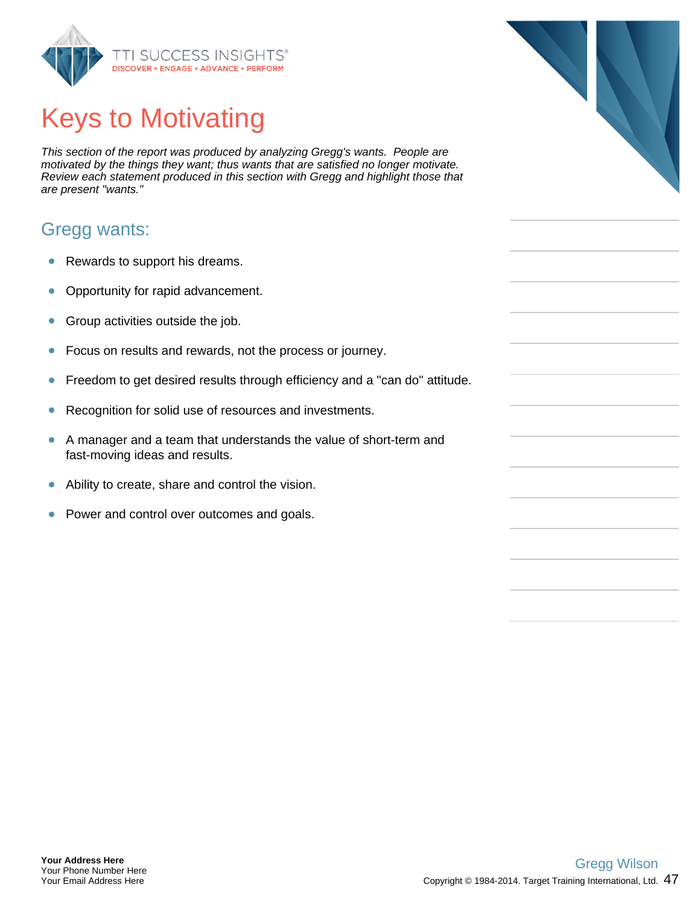# Keys to Motivating

*This section of the report was produced by analyzing Gregg's wants. People are motivated by the things they want; thus wants that are satisfied no longer motivate. Review each statement produced in this section with Gregg and highlight those that are present "wants."*

## Gregg wants:

- Rewards to support his dreams.
- Opportunity for rapid advancement.
- Group activities outside the job.
- Focus on results and rewards, not the process or journey.
- Freedom to get desired results through efficiency and a "can do" attitude.
- Recognition for solid use of resources and investments.
- A manager and a team that understands the value of short-term and fast-moving ideas and results.
- Ability to create, share and control the vision.
- Power and control over outcomes and goals.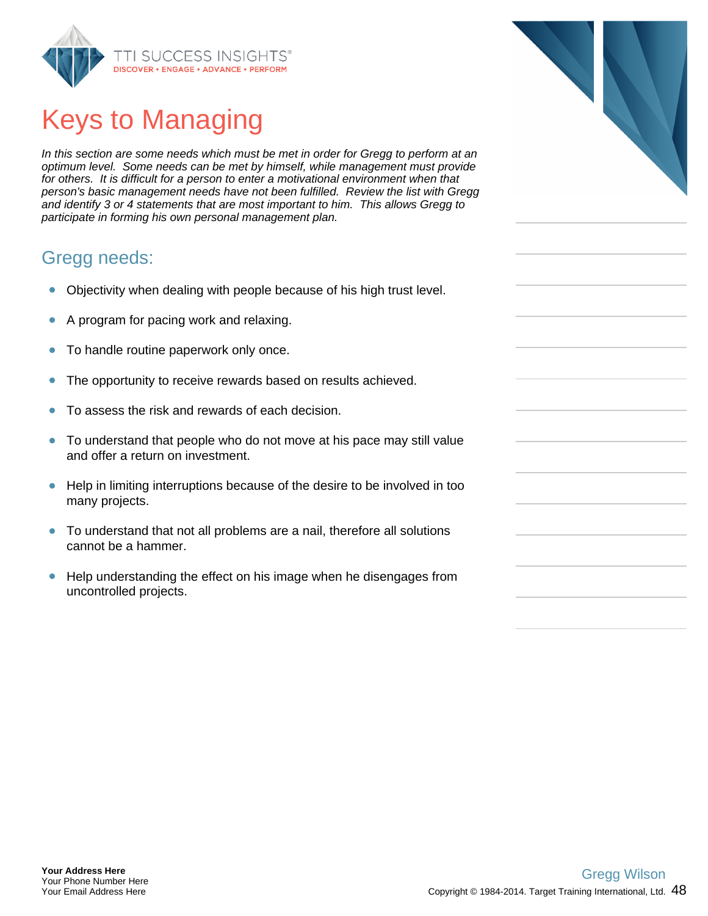# Keys to Managing

*In this section are some needs which must be met in order for Gregg to perform at an optimum level. Some needs can be met by himself, while management must provide for others. It is difficult for a person to enter a motivational environment when that person's basic management needs have not been fulfilled. Review the list with Gregg and identify 3 or 4 statements that are most important to him. This allows Gregg to participate in forming his own personal management plan.*

## Gregg needs:

- Objectivity when dealing with people because of his high trust level.
- A program for pacing work and relaxing.
- To handle routine paperwork only once.
- The opportunity to receive rewards based on results achieved.
- To assess the risk and rewards of each decision.
- To understand that people who do not move at his pace may still value and offer a return on investment.
- Help in limiting interruptions because of the desire to be involved in too many projects.
- To understand that not all problems are a nail, therefore all solutions cannot be a hammer.
- Help understanding the effect on his image when he disengages from uncontrolled projects.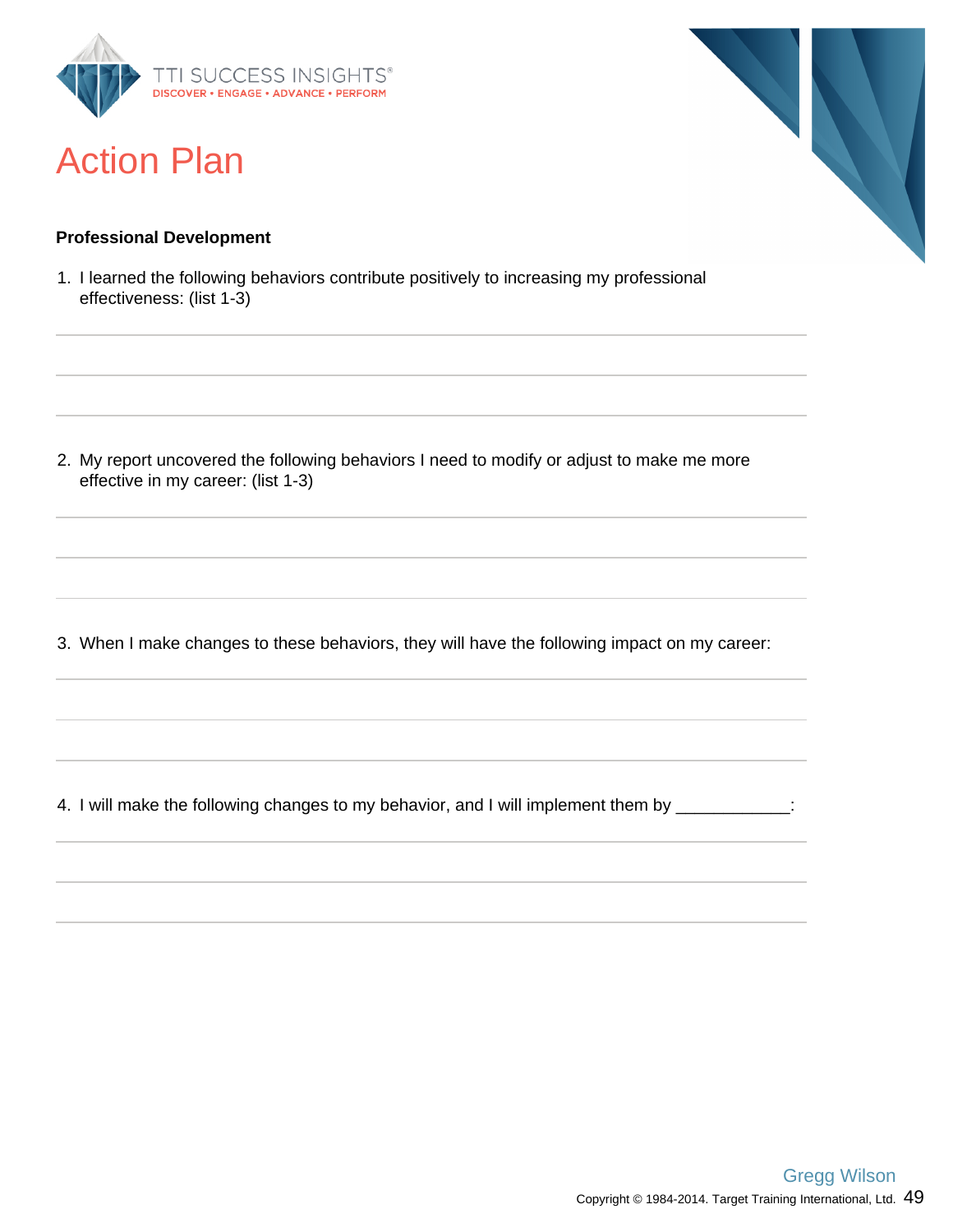# Action Plan

**Professional Development**

1. I learned the following behaviors contribute positively to increasing my professional effectiveness: (list 1-3)

2. My report uncovered the following behaviors I need to modify or adjust to make me more effective in my career: (list 1-3)

3. When I make changes to these behaviors, they will have the following impact on my career:

4. I will make the following changes to my behavior, and I will implement them by ____________: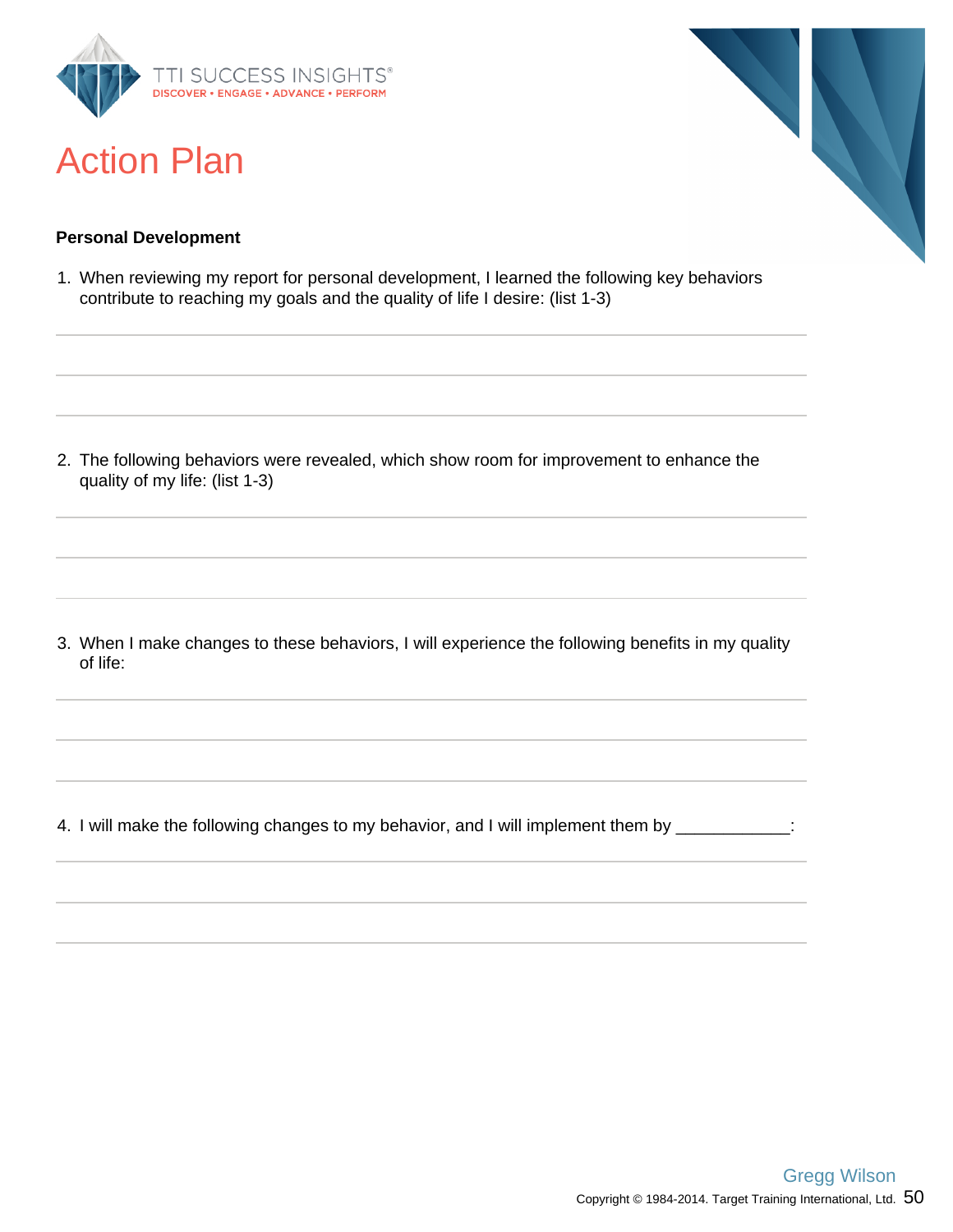# Action Plan

**Personal Development**

1. When reviewing my report for personal development, I learned the following key behaviors contribute to reaching my goals and the quality of life I desire: (list 1-3)

2. The following behaviors were revealed, which show room for improvement to enhance the quality of my life: (list 1-3)

3. When I make changes to these behaviors, I will experience the following benefits in my quality of life:

4. I will make the following changes to my behavior, and I will implement them by ____________: